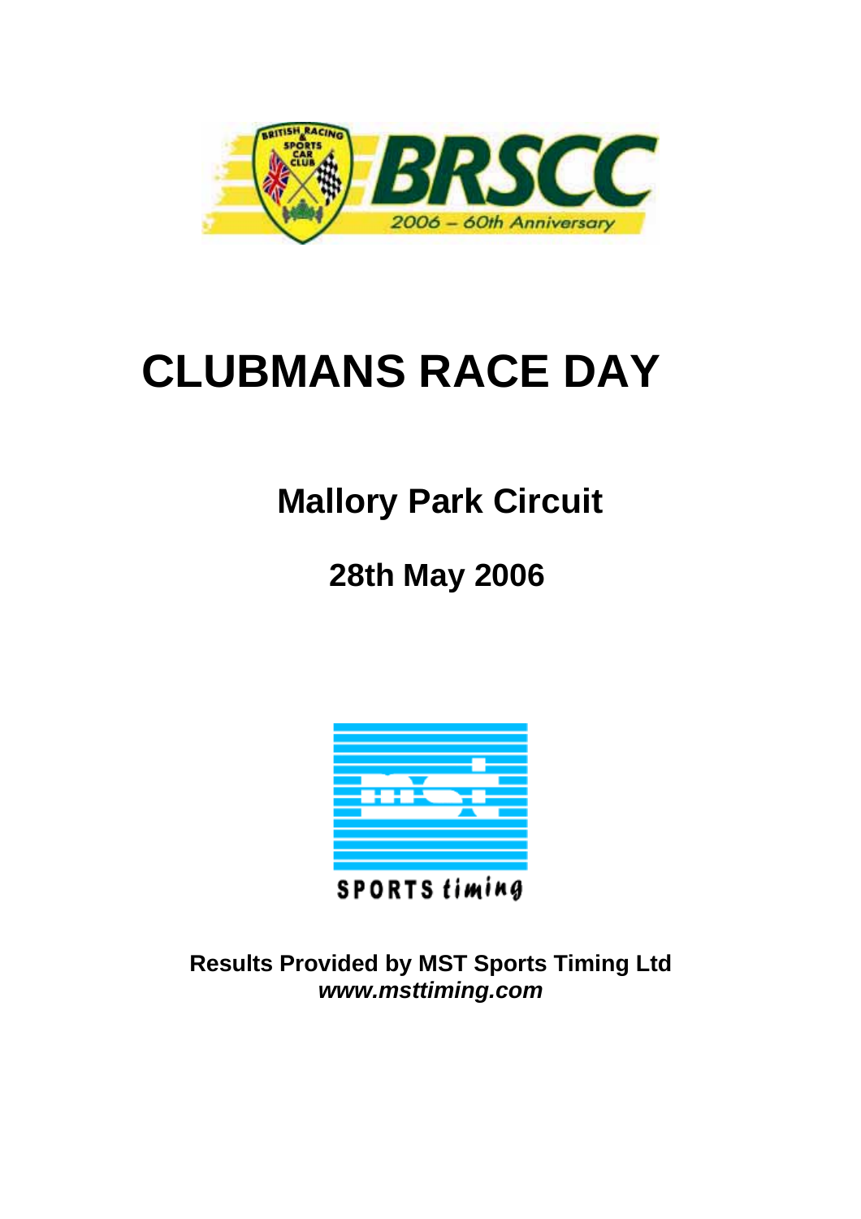# CLUBMANS RACE DAY

## Mallory Park Circuit

## 28th May 2006

**Results Provided by MST Sports Timing Ltd**
***www.msttiming.com***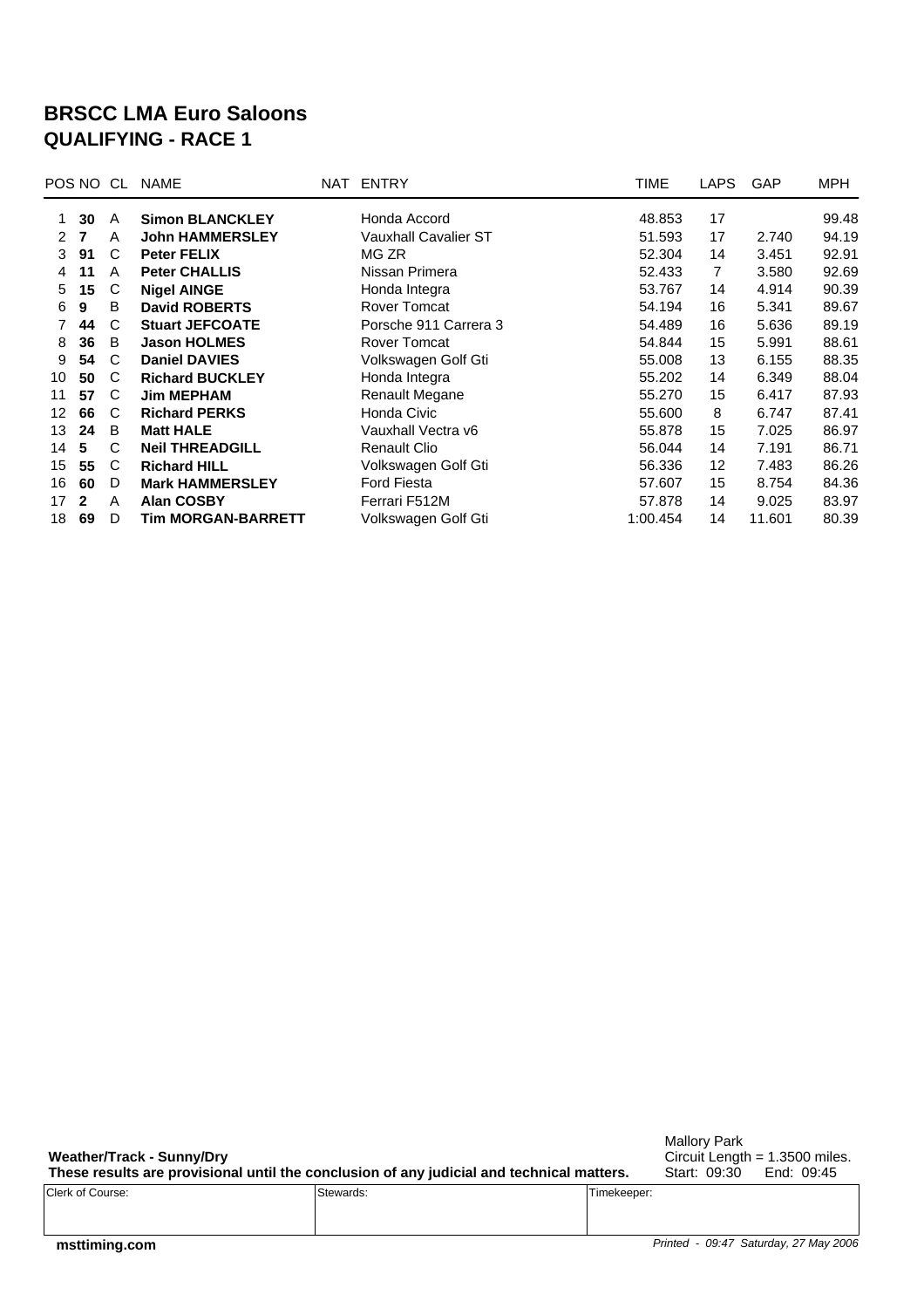# BRSCC LMA Euro Saloons

## QUALIFYING - RACE 1

| POS | NO | CL | NAME | NAT | ENTRY | TIME | LAPS | GAP | MPH |
|---|---|---|---|---|---|---|---|---|---|
| 1 | **30** | A | **Simon BLANCKLEY** | | Honda Accord | 48.853 | 17 | | 99.48 |
| 2 | **7** | A | **John HAMMERSLEY** | | Vauxhall Cavalier ST | 51.593 | 17 | 2.740 | 94.19 |
| 3 | **91** | C | **Peter FELIX** | | MG ZR | 52.304 | 14 | 3.451 | 92.91 |
| 4 | **11** | A | **Peter CHALLIS** | | Nissan Primera | 52.433 | 7 | 3.580 | 92.69 |
| 5 | **15** | C | **Nigel AINGE** | | Honda Integra | 53.767 | 14 | 4.914 | 90.39 |
| 6 | **9** | B | **David ROBERTS** | | Rover Tomcat | 54.194 | 16 | 5.341 | 89.67 |
| 7 | **44** | C | **Stuart JEFCOATE** | | Porsche 911 Carrera 3 | 54.489 | 16 | 5.636 | 89.19 |
| 8 | **36** | B | **Jason HOLMES** | | Rover Tomcat | 54.844 | 15 | 5.991 | 88.61 |
| 9 | **54** | C | **Daniel DAVIES** | | Volkswagen Golf Gti | 55.008 | 13 | 6.155 | 88.35 |
| 10 | **50** | C | **Richard BUCKLEY** | | Honda Integra | 55.202 | 14 | 6.349 | 88.04 |
| 11 | **57** | C | **Jim MEPHAM** | | Renault Megane | 55.270 | 15 | 6.417 | 87.93 |
| 12 | **66** | C | **Richard PERKS** | | Honda Civic | 55.600 | 8 | 6.747 | 87.41 |
| 13 | **24** | B | **Matt HALE** | | Vauxhall Vectra v6 | 55.878 | 15 | 7.025 | 86.97 |
| 14 | **5** | C | **Neil THREADGILL** | | Renault Clio | 56.044 | 14 | 7.191 | 86.71 |
| 15 | **55** | C | **Richard HILL** | | Volkswagen Golf Gti | 56.336 | 12 | 7.483 | 86.26 |
| 16 | **60** | D | **Mark HAMMERSLEY** | | Ford Fiesta | 57.607 | 15 | 8.754 | 84.36 |
| 17 | **2** | A | **Alan COSBY** | | Ferrari F512M | 57.878 | 14 | 9.025 | 83.97 |
| 18 | **69** | D | **Tim MORGAN-BARRETT** | | Volkswagen Golf Gti | 1:00.454 | 14 | 11.601 | 80.39 |

**Weather/Track - Sunny/Dry**

**These results are provisional until the conclusion of any judicial and technical matters.**

Mallory Park
Circuit Length = 1.3500 miles.
Start: 09:30 End: 09:45

| Clerk of Course: | Stewards: | Timekeeper: |
|---|---|---|
| | | |

**msttiming.com**

*Printed - 09:47 Saturday, 27 May 2006*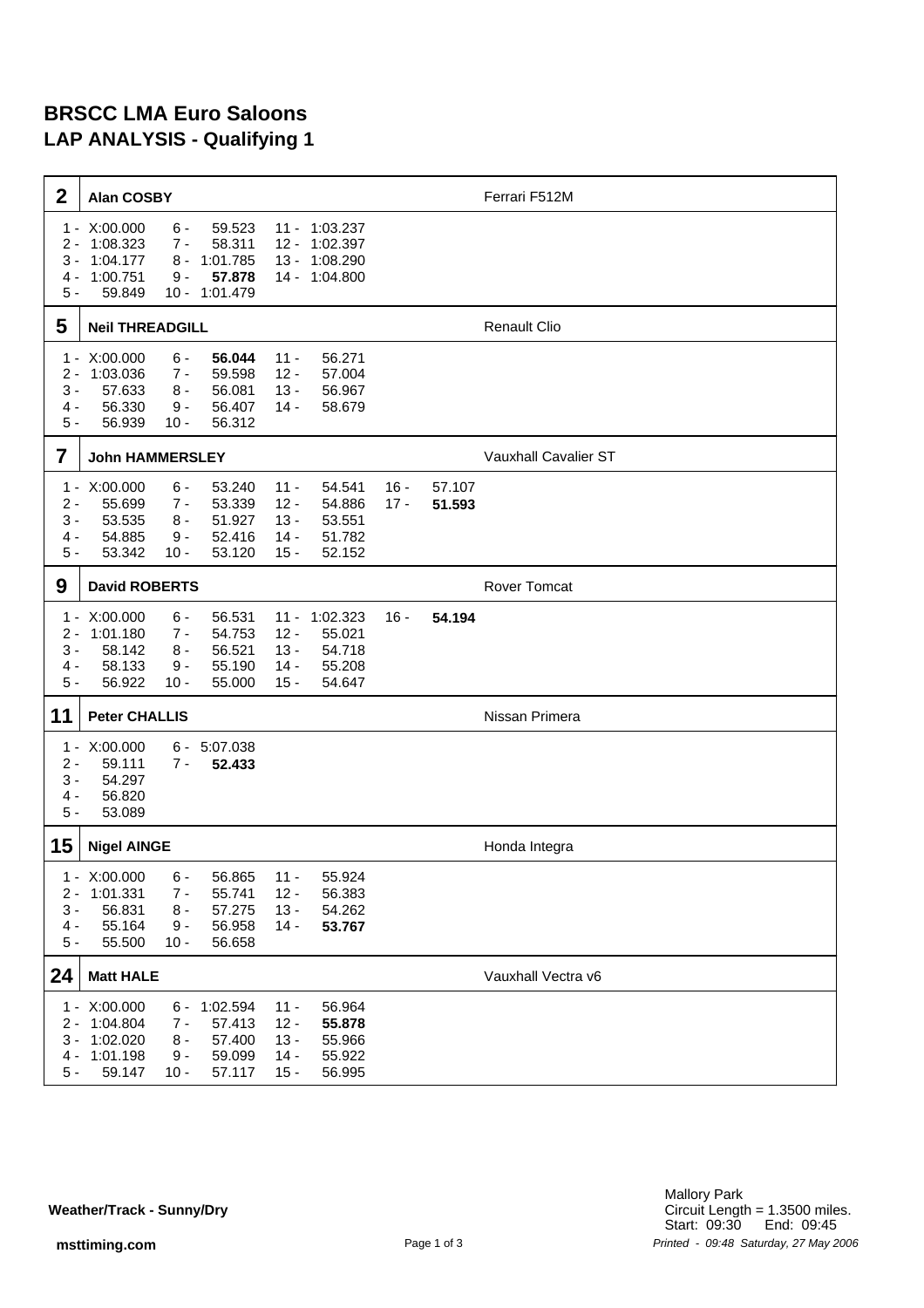# BRSCC LMA Euro Saloons

## LAP ANALYSIS - Qualifying 1

### 2 Alan COSBY — Ferrari F512M

| Lap | Time | Lap | Time | Lap | Time |
|---|---|---|---|---|---|
| 1 - | X:00.000 | 6 - | 59.523 | 11 - | 1:03.237 |
| 2 - | 1:08.323 | 7 - | 58.311 | 12 - | 1:02.397 |
| 3 - | 1:04.177 | 8 - | 1:01.785 | 13 - | 1:08.290 |
| 4 - | 1:00.751 | 9 - | **57.878** | 14 - | 1:04.800 |
| 5 - | 59.849 | 10 - | 1:01.479 | | |

### 5 Neil THREADGILL — Renault Clio

| Lap | Time | Lap | Time | Lap | Time |
|---|---|---|---|---|---|
| 1 - | X:00.000 | 6 - | **56.044** | 11 - | 56.271 |
| 2 - | 1:03.036 | 7 - | 59.598 | 12 - | 57.004 |
| 3 - | 57.633 | 8 - | 56.081 | 13 - | 56.967 |
| 4 - | 56.330 | 9 - | 56.407 | 14 - | 58.679 |
| 5 - | 56.939 | 10 - | 56.312 | | |

### 7 John HAMMERSLEY — Vauxhall Cavalier ST

| Lap | Time | Lap | Time | Lap | Time | Lap | Time |
|---|---|---|---|---|---|---|---|
| 1 - | X:00.000 | 6 - | 53.240 | 11 - | 54.541 | 16 - | 57.107 |
| 2 - | 55.699 | 7 - | 53.339 | 12 - | 54.886 | 17 - | **51.593** |
| 3 - | 53.535 | 8 - | 51.927 | 13 - | 53.551 | | |
| 4 - | 54.885 | 9 - | 52.416 | 14 - | 51.782 | | |
| 5 - | 53.342 | 10 - | 53.120 | 15 - | 52.152 | | |

### 9 David ROBERTS — Rover Tomcat

| Lap | Time | Lap | Time | Lap | Time | Lap | Time |
|---|---|---|---|---|---|---|---|
| 1 - | X:00.000 | 6 - | 56.531 | 11 - | 1:02.323 | 16 - | **54.194** |
| 2 - | 1:01.180 | 7 - | 54.753 | 12 - | 55.021 | | |
| 3 - | 58.142 | 8 - | 56.521 | 13 - | 54.718 | | |
| 4 - | 58.133 | 9 - | 55.190 | 14 - | 55.208 | | |
| 5 - | 56.922 | 10 - | 55.000 | 15 - | 54.647 | | |

### 11 Peter CHALLIS — Nissan Primera

| Lap | Time | Lap | Time |
|---|---|---|---|
| 1 - | X:00.000 | 6 - | 5:07.038 |
| 2 - | 59.111 | 7 - | **52.433** |
| 3 - | 54.297 | | |
| 4 - | 56.820 | | |
| 5 - | 53.089 | | |

### 15 Nigel AINGE — Honda Integra

| Lap | Time | Lap | Time | Lap | Time |
|---|---|---|---|---|---|
| 1 - | X:00.000 | 6 - | 56.865 | 11 - | 55.924 |
| 2 - | 1:01.331 | 7 - | 55.741 | 12 - | 56.383 |
| 3 - | 56.831 | 8 - | 57.275 | 13 - | 54.262 |
| 4 - | 55.164 | 9 - | 56.958 | 14 - | **53.767** |
| 5 - | 55.500 | 10 - | 56.658 | | |

### 24 Matt HALE — Vauxhall Vectra v6

| Lap | Time | Lap | Time | Lap | Time |
|---|---|---|---|---|---|
| 1 - | X:00.000 | 6 - | 1:02.594 | 11 - | 56.964 |
| 2 - | 1:04.804 | 7 - | 57.413 | 12 - | **55.878** |
| 3 - | 1:02.020 | 8 - | 57.400 | 13 - | 55.966 |
| 4 - | 1:01.198 | 9 - | 59.099 | 14 - | 55.922 |
| 5 - | 59.147 | 10 - | 57.117 | 15 - | 56.995 |

**Weather/Track - Sunny/Dry**

Mallory Park
Circuit Length = 1.3500 miles.
Start: 09:30 End: 09:45

**msttiming.com**

*Printed - 09:48 Saturday, 27 May 2006*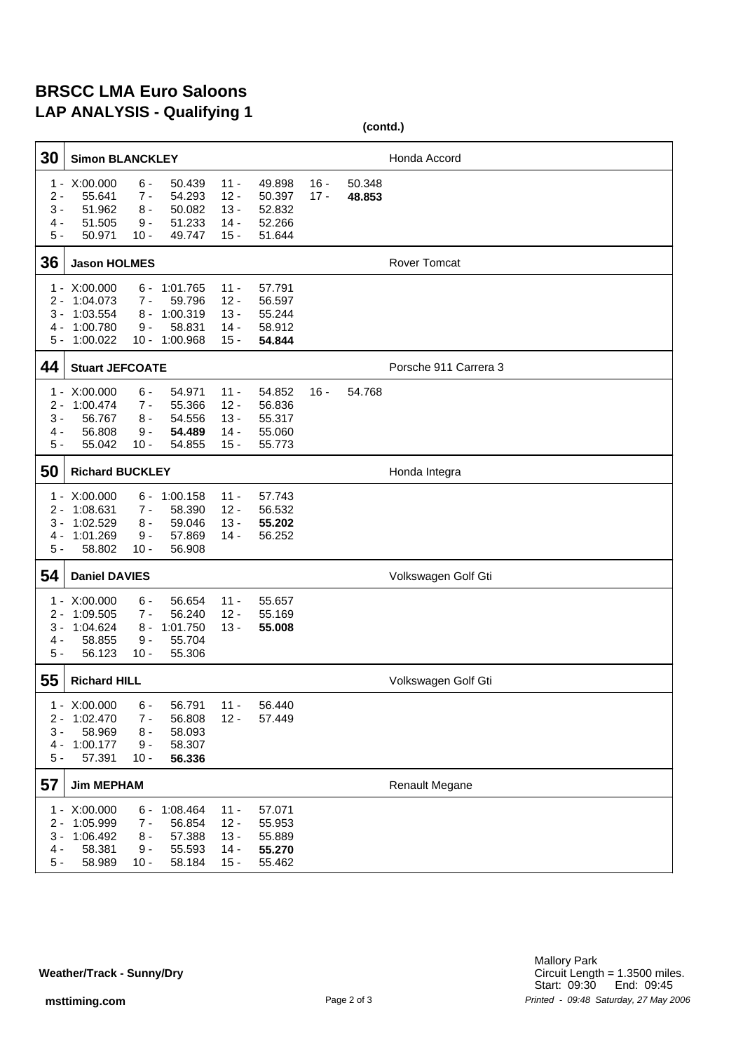# BRSCC LMA Euro Saloons

## LAP ANALYSIS - Qualifying 1

**(contd.)**

### 30 Simon BLANCKLEY — Honda Accord

| Lap | Time | Lap | Time | Lap | Time | Lap | Time |
|---|---|---|---|---|---|---|---|
| 1 - | X:00.000 | 6 - | 50.439 | 11 - | 49.898 | 16 - | 50.348 |
| 2 - | 55.641 | 7 - | 54.293 | 12 - | 50.397 | 17 - | **48.853** |
| 3 - | 51.962 | 8 - | 50.082 | 13 - | 52.832 | | |
| 4 - | 51.505 | 9 - | 51.233 | 14 - | 52.266 | | |
| 5 - | 50.971 | 10 - | 49.747 | 15 - | 51.644 | | |

### 36 Jason HOLMES — Rover Tomcat

| Lap | Time | Lap | Time | Lap | Time |
|---|---|---|---|---|---|
| 1 - | X:00.000 | 6 - | 1:01.765 | 11 - | 57.791 |
| 2 - | 1:04.073 | 7 - | 59.796 | 12 - | 56.597 |
| 3 - | 1:03.554 | 8 - | 1:00.319 | 13 - | 55.244 |
| 4 - | 1:00.780 | 9 - | 58.831 | 14 - | 58.912 |
| 5 - | 1:00.022 | 10 - | 1:00.968 | 15 - | **54.844** |

### 44 Stuart JEFCOATE — Porsche 911 Carrera 3

| Lap | Time | Lap | Time | Lap | Time | Lap | Time |
|---|---|---|---|---|---|---|---|
| 1 - | X:00.000 | 6 - | 54.971 | 11 - | 54.852 | 16 - | 54.768 |
| 2 - | 1:00.474 | 7 - | 55.366 | 12 - | 56.836 | | |
| 3 - | 56.767 | 8 - | 54.556 | 13 - | 55.317 | | |
| 4 - | 56.808 | 9 - | **54.489** | 14 - | 55.060 | | |
| 5 - | 55.042 | 10 - | 54.855 | 15 - | 55.773 | | |

### 50 Richard BUCKLEY — Honda Integra

| Lap | Time | Lap | Time | Lap | Time |
|---|---|---|---|---|---|
| 1 - | X:00.000 | 6 - | 1:00.158 | 11 - | 57.743 |
| 2 - | 1:08.631 | 7 - | 58.390 | 12 - | 56.532 |
| 3 - | 1:02.529 | 8 - | 59.046 | 13 - | **55.202** |
| 4 - | 1:01.269 | 9 - | 57.869 | 14 - | 56.252 |
| 5 - | 58.802 | 10 - | 56.908 | | |

### 54 Daniel DAVIES — Volkswagen Golf Gti

| Lap | Time | Lap | Time | Lap | Time |
|---|---|---|---|---|---|
| 1 - | X:00.000 | 6 - | 56.654 | 11 - | 55.657 |
| 2 - | 1:09.505 | 7 - | 56.240 | 12 - | 55.169 |
| 3 - | 1:04.624 | 8 - | 1:01.750 | 13 - | **55.008** |
| 4 - | 58.855 | 9 - | 55.704 | | |
| 5 - | 56.123 | 10 - | 55.306 | | |

### 55 Richard HILL — Volkswagen Golf Gti

| Lap | Time | Lap | Time | Lap | Time |
|---|---|---|---|---|---|
| 1 - | X:00.000 | 6 - | 56.791 | 11 - | 56.440 |
| 2 - | 1:02.470 | 7 - | 56.808 | 12 - | 57.449 |
| 3 - | 58.969 | 8 - | 58.093 | | |
| 4 - | 1:00.177 | 9 - | 58.307 | | |
| 5 - | 57.391 | 10 - | **56.336** | | |

### 57 Jim MEPHAM — Renault Megane

| Lap | Time | Lap | Time | Lap | Time |
|---|---|---|---|---|---|
| 1 - | X:00.000 | 6 - | 1:08.464 | 11 - | 57.071 |
| 2 - | 1:05.999 | 7 - | 56.854 | 12 - | 55.953 |
| 3 - | 1:06.492 | 8 - | 57.388 | 13 - | 55.889 |
| 4 - | 58.381 | 9 - | 55.593 | 14 - | **55.270** |
| 5 - | 58.989 | 10 - | 58.184 | 15 - | 55.462 |

**Weather/Track - Sunny/Dry**

Mallory Park
Circuit Length = 1.3500 miles.
Start: 09:30 End: 09:45

**msttiming.com**

*Printed - 09:48 Saturday, 27 May 2006*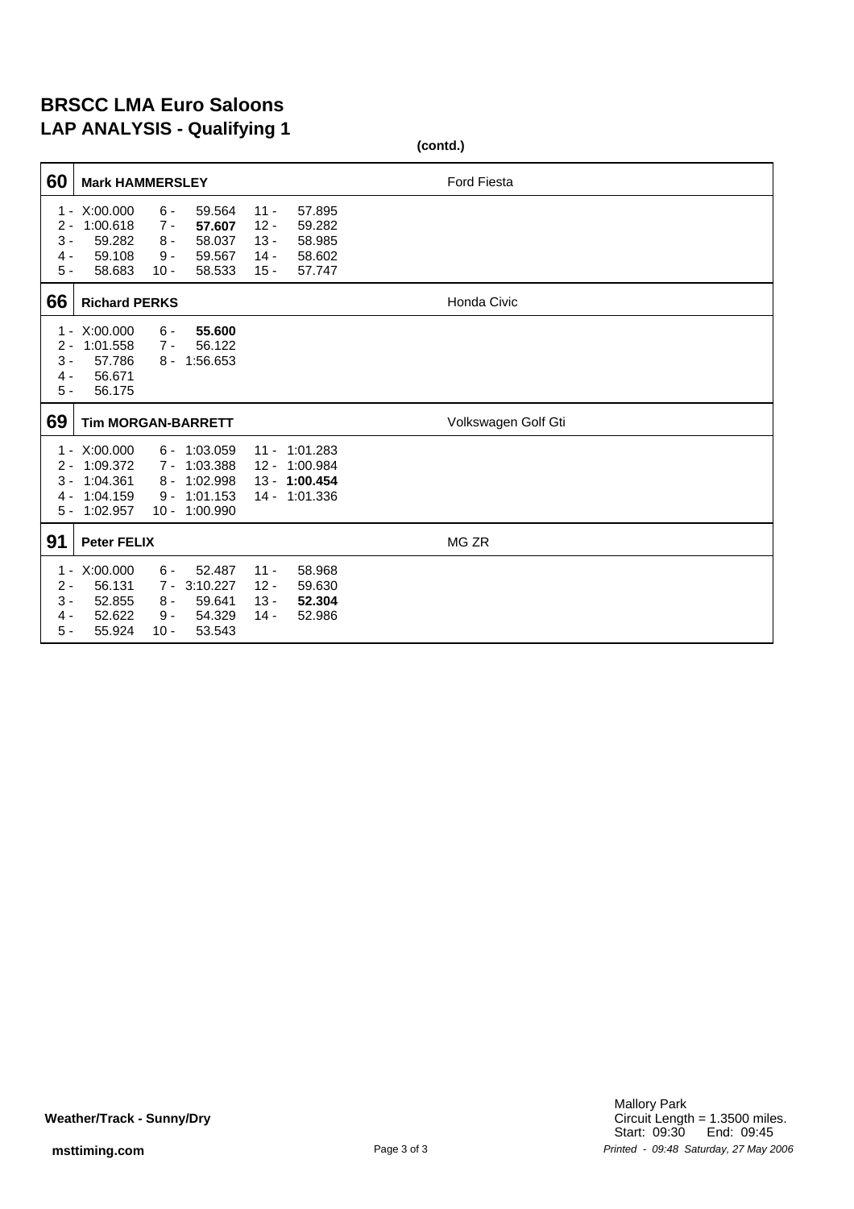# BRSCC LMA Euro Saloons
## LAP ANALYSIS - Qualifying 1

**(contd.)**

### 60 — Mark HAMMERSLEY — Ford Fiesta

| Lap | Time | Lap | Time | Lap | Time |
|---|---|---|---|---|---|
| 1 - | X:00.000 | 6 - | 59.564 | 11 - | 57.895 |
| 2 - | 1:00.618 | 7 - | **57.607** | 12 - | 59.282 |
| 3 - | 59.282 | 8 - | 58.037 | 13 - | 58.985 |
| 4 - | 59.108 | 9 - | 59.567 | 14 - | 58.602 |
| 5 - | 58.683 | 10 - | 58.533 | 15 - | 57.747 |

### 66 — Richard PERKS — Honda Civic

| Lap | Time | Lap | Time |
|---|---|---|---|
| 1 - | X:00.000 | 6 - | **55.600** |
| 2 - | 1:01.558 | 7 - | 56.122 |
| 3 - | 57.786 | 8 - | 1:56.653 |
| 4 - | 56.671 | | |
| 5 - | 56.175 | | |

### 69 — Tim MORGAN-BARRETT — Volkswagen Golf Gti

| Lap | Time | Lap | Time | Lap | Time |
|---|---|---|---|---|---|
| 1 - | X:00.000 | 6 - | 1:03.059 | 11 - | 1:01.283 |
| 2 - | 1:09.372 | 7 - | 1:03.388 | 12 - | 1:00.984 |
| 3 - | 1:04.361 | 8 - | 1:02.998 | 13 - | **1:00.454** |
| 4 - | 1:04.159 | 9 - | 1:01.153 | 14 - | 1:01.336 |
| 5 - | 1:02.957 | 10 - | 1:00.990 | | |

### 91 — Peter FELIX — MG ZR

| Lap | Time | Lap | Time | Lap | Time |
|---|---|---|---|---|---|
| 1 - | X:00.000 | 6 - | 52.487 | 11 - | 58.968 |
| 2 - | 56.131 | 7 - | 3:10.227 | 12 - | 59.630 |
| 3 - | 52.855 | 8 - | 59.641 | 13 - | **52.304** |
| 4 - | 52.622 | 9 - | 54.329 | 14 - | 52.986 |
| 5 - | 55.924 | 10 - | 53.543 | | |

**Weather/Track - Sunny/Dry**

Mallory Park
Circuit Length = 1.3500 miles.
Start: 09:30 End: 09:45

**msttiming.com**

*Printed - 09:48 Saturday, 27 May 2006*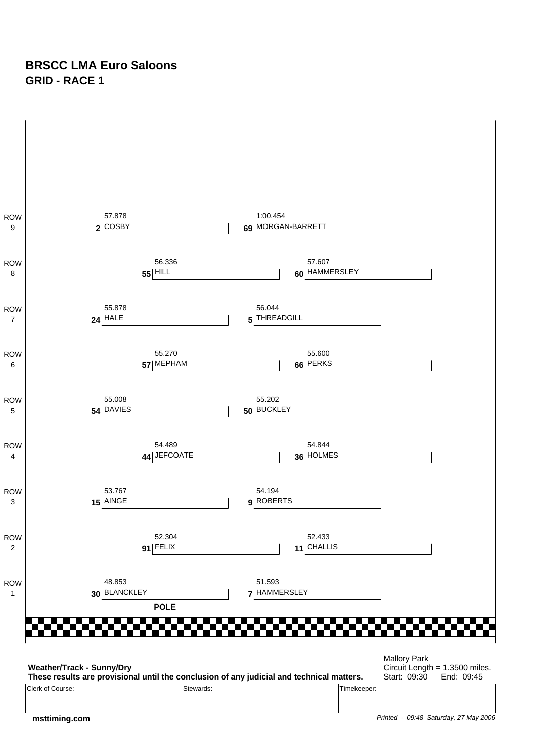# BRSCC LMA Euro Saloons
## GRID - RACE 1

| Row | Left | | Right | |
|---|---|---|---|---|
| ROW 9 | 2 | COSBY 57.878 | 69 | MORGAN-BARRETT 1:00.454 |
| ROW 8 | 55 | HILL 56.336 | 60 | HAMMERSLEY 57.607 |
| ROW 7 | 24 | HALE 55.878 | 5 | THREADGILL 56.044 |
| ROW 6 | 57 | MEPHAM 55.270 | 66 | PERKS 55.600 |
| ROW 5 | 54 | DAVIES 55.008 | 50 | BUCKLEY 55.202 |
| ROW 4 | 44 | JEFCOATE 54.489 | 36 | HOLMES 54.844 |
| ROW 3 | 15 | AINGE 53.767 | 9 | ROBERTS 54.194 |
| ROW 2 | 91 | FELIX 52.304 | 11 | CHALLIS 52.433 |
| ROW 1 | 30 | BLANCKLEY 48.853 | 7 | HAMMERSLEY 51.593 |

**POLE**

**Weather/Track - Sunny/Dry**

**These results are provisional until the conclusion of any judicial and technical matters.**

Mallory Park
Circuit Length = 1.3500 miles.
Start: 09:30 End: 09:45

| Clerk of Course: | Stewards: | Timekeeper: |
|---|---|---|
| | | |

**msttiming.com**

*Printed - 09:48 Saturday, 27 May 2006*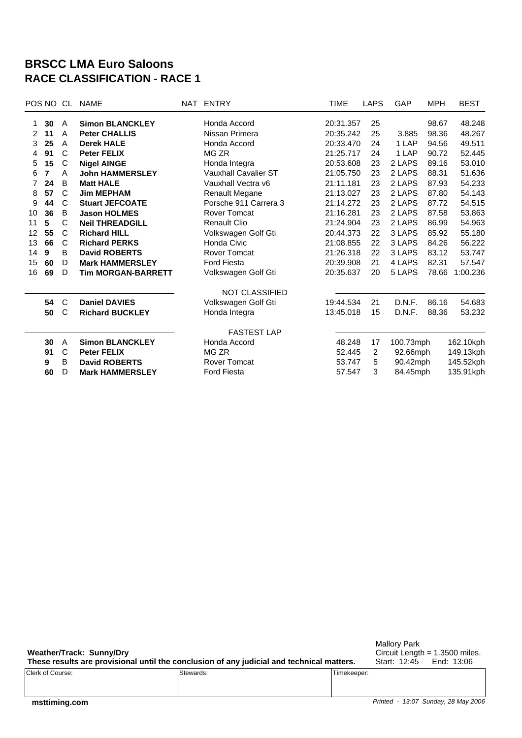# BRSCC LMA Euro Saloons
# RACE CLASSIFICATION - RACE 1

| POS | NO | CL | NAME | NAT | ENTRY | TIME | LAPS | GAP | MPH | BEST |
|---|---|---|---|---|---|---|---|---|---|---|
| 1 | **30** | A | **Simon BLANCKLEY** | | Honda Accord | 20:31.357 | 25 | | 98.67 | 48.248 |
| 2 | **11** | A | **Peter CHALLIS** | | Nissan Primera | 20:35.242 | 25 | 3.885 | 98.36 | 48.267 |
| 3 | **25** | A | **Derek HALE** | | Honda Accord | 20:33.470 | 24 | 1 LAP | 94.56 | 49.511 |
| 4 | **91** | C | **Peter FELIX** | | MG ZR | 21:25.717 | 24 | 1 LAP | 90.72 | 52.445 |
| 5 | **15** | C | **Nigel AINGE** | | Honda Integra | 20:53.608 | 23 | 2 LAPS | 89.16 | 53.010 |
| 6 | **7** | A | **John HAMMERSLEY** | | Vauxhall Cavalier ST | 21:05.750 | 23 | 2 LAPS | 88.31 | 51.636 |
| 7 | **24** | B | **Matt HALE** | | Vauxhall Vectra v6 | 21:11.181 | 23 | 2 LAPS | 87.93 | 54.233 |
| 8 | **57** | C | **Jim MEPHAM** | | Renault Megane | 21:13.027 | 23 | 2 LAPS | 87.80 | 54.143 |
| 9 | **44** | C | **Stuart JEFCOATE** | | Porsche 911 Carrera 3 | 21:14.272 | 23 | 2 LAPS | 87.72 | 54.515 |
| 10 | **36** | B | **Jason HOLMES** | | Rover Tomcat | 21:16.281 | 23 | 2 LAPS | 87.58 | 53.863 |
| 11 | **5** | C | **Neil THREADGILL** | | Renault Clio | 21:24.904 | 23 | 2 LAPS | 86.99 | 54.963 |
| 12 | **55** | C | **Richard HILL** | | Volkswagen Golf Gti | 20:44.373 | 22 | 3 LAPS | 85.92 | 55.180 |
| 13 | **66** | C | **Richard PERKS** | | Honda Civic | 21:08.855 | 22 | 3 LAPS | 84.26 | 56.222 |
| 14 | **9** | B | **David ROBERTS** | | Rover Tomcat | 21:26.318 | 22 | 3 LAPS | 83.12 | 53.747 |
| 15 | **60** | D | **Mark HAMMERSLEY** | | Ford Fiesta | 20:39.908 | 21 | 4 LAPS | 82.31 | 57.547 |
| 16 | **69** | D | **Tim MORGAN-BARRETT** | | Volkswagen Golf Gti | 20:35.637 | 20 | 5 LAPS | 78.66 | 1:00.236 |

NOT CLASSIFIED

| NO | CL | NAME | ENTRY | TIME | LAPS | GAP | MPH | BEST |
|---|---|---|---|---|---|---|---|---|
| **54** | C | **Daniel DAVIES** | Volkswagen Golf Gti | 19:44.534 | 21 | D.N.F. | 86.16 | 54.683 |
| **50** | C | **Richard BUCKLEY** | Honda Integra | 13:45.018 | 15 | D.N.F. | 88.36 | 53.232 |

FASTEST LAP

| NO | CL | NAME | ENTRY | TIME | LAP | MPH | KPH |
|---|---|---|---|---|---|---|---|
| **30** | A | **Simon BLANCKLEY** | Honda Accord | 48.248 | 17 | 100.73mph | 162.10kph |
| **91** | C | **Peter FELIX** | MG ZR | 52.445 | 2 | 92.66mph | 149.13kph |
| **9** | B | **David ROBERTS** | Rover Tomcat | 53.747 | 5 | 90.42mph | 145.52kph |
| **60** | D | **Mark HAMMERSLEY** | Ford Fiesta | 57.547 | 3 | 84.45mph | 135.91kph |

**Weather/Track: Sunny/Dry**

**These results are provisional until the conclusion of any judicial and technical matters.**

Mallory Park
Circuit Length = 1.3500 miles.
Start: 12:45 End: 13:06

| Clerk of Course: | Stewards: | Timekeeper: |
|---|---|---|
| | | |

**msttiming.com**

*Printed - 13:07 Sunday, 28 May 2006*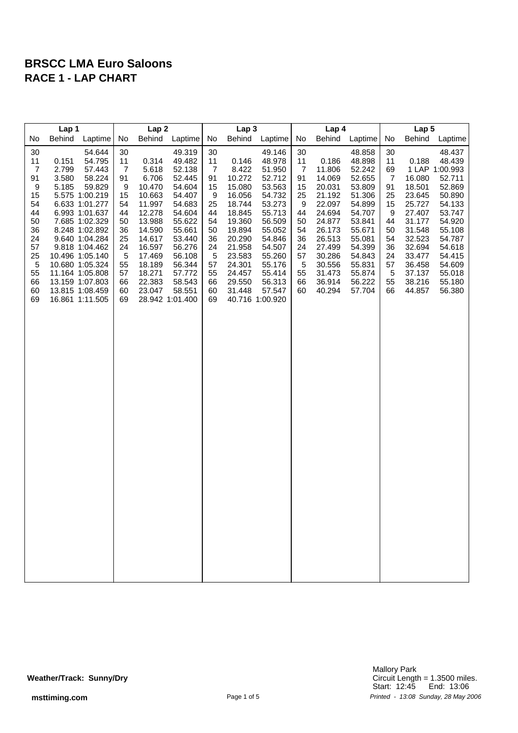# BRSCC LMA Euro Saloons
## RACE 1 - LAP CHART

| Lap 1 | | | Lap 2 | | | Lap 3 | | | Lap 4 | | | Lap 5 | | |
|---|---|---|---|---|---|---|---|---|---|---|---|---|---|---|
| No | Behind | Laptime | No | Behind | Laptime | No | Behind | Laptime | No | Behind | Laptime | No | Behind | Laptime |
| 30 | | 54.644 | 30 | | 49.319 | 30 | | 49.146 | 30 | | 48.858 | 30 | | 48.437 |
| 11 | 0.151 | 54.795 | 11 | 0.314 | 49.482 | 11 | 0.146 | 48.978 | 11 | 0.186 | 48.898 | 11 | 0.188 | 48.439 |
| 7 | 2.799 | 57.443 | 7 | 5.618 | 52.138 | 7 | 8.422 | 51.950 | 7 | 11.806 | 52.242 | 69 | 1 LAP | 1:00.993 |
| 91 | 3.580 | 58.224 | 91 | 6.706 | 52.445 | 91 | 10.272 | 52.712 | 91 | 14.069 | 52.655 | 7 | 16.080 | 52.711 |
| 9 | 5.185 | 59.829 | 9 | 10.470 | 54.604 | 15 | 15.080 | 53.563 | 15 | 20.031 | 53.809 | 91 | 18.501 | 52.869 |
| 15 | 5.575 | 1:00.219 | 15 | 10.663 | 54.407 | 9 | 16.056 | 54.732 | 25 | 21.192 | 51.306 | 25 | 23.645 | 50.890 |
| 54 | 6.633 | 1:01.277 | 54 | 11.997 | 54.683 | 25 | 18.744 | 53.273 | 9 | 22.097 | 54.899 | 15 | 25.727 | 54.133 |
| 44 | 6.993 | 1:01.637 | 44 | 12.278 | 54.604 | 44 | 18.845 | 55.713 | 44 | 24.694 | 54.707 | 9 | 27.407 | 53.747 |
| 50 | 7.685 | 1:02.329 | 50 | 13.988 | 55.622 | 54 | 19.360 | 56.509 | 50 | 24.877 | 53.841 | 44 | 31.177 | 54.920 |
| 36 | 8.248 | 1:02.892 | 36 | 14.590 | 55.661 | 50 | 19.894 | 55.052 | 54 | 26.173 | 55.671 | 50 | 31.548 | 55.108 |
| 24 | 9.640 | 1:04.284 | 25 | 14.617 | 53.440 | 36 | 20.290 | 54.846 | 36 | 26.513 | 55.081 | 54 | 32.523 | 54.787 |
| 57 | 9.818 | 1:04.462 | 24 | 16.597 | 56.276 | 24 | 21.958 | 54.507 | 24 | 27.499 | 54.399 | 36 | 32.694 | 54.618 |
| 25 | 10.496 | 1:05.140 | 5 | 17.469 | 56.108 | 5 | 23.583 | 55.260 | 57 | 30.286 | 54.843 | 24 | 33.477 | 54.415 |
| 5 | 10.680 | 1:05.324 | 55 | 18.189 | 56.344 | 57 | 24.301 | 55.176 | 5 | 30.556 | 55.831 | 57 | 36.458 | 54.609 |
| 55 | 11.164 | 1:05.808 | 57 | 18.271 | 57.772 | 55 | 24.457 | 55.414 | 55 | 31.473 | 55.874 | 5 | 37.137 | 55.018 |
| 66 | 13.159 | 1:07.803 | 66 | 22.383 | 58.543 | 66 | 29.550 | 56.313 | 66 | 36.914 | 56.222 | 55 | 38.216 | 55.180 |
| 60 | 13.815 | 1:08.459 | 60 | 23.047 | 58.551 | 60 | 31.448 | 57.547 | 60 | 40.294 | 57.704 | 66 | 44.857 | 56.380 |
| 69 | 16.861 | 1:11.505 | 69 | 28.942 | 1:01.400 | 69 | 40.716 | 1:00.920 | | | | | | |

**Weather/Track: Sunny/Dry**

Mallory Park
Circuit Length = 1.3500 miles.
Start: 12:45 End: 13:06

msttiming.com

*Printed - 13:08 Sunday, 28 May 2006*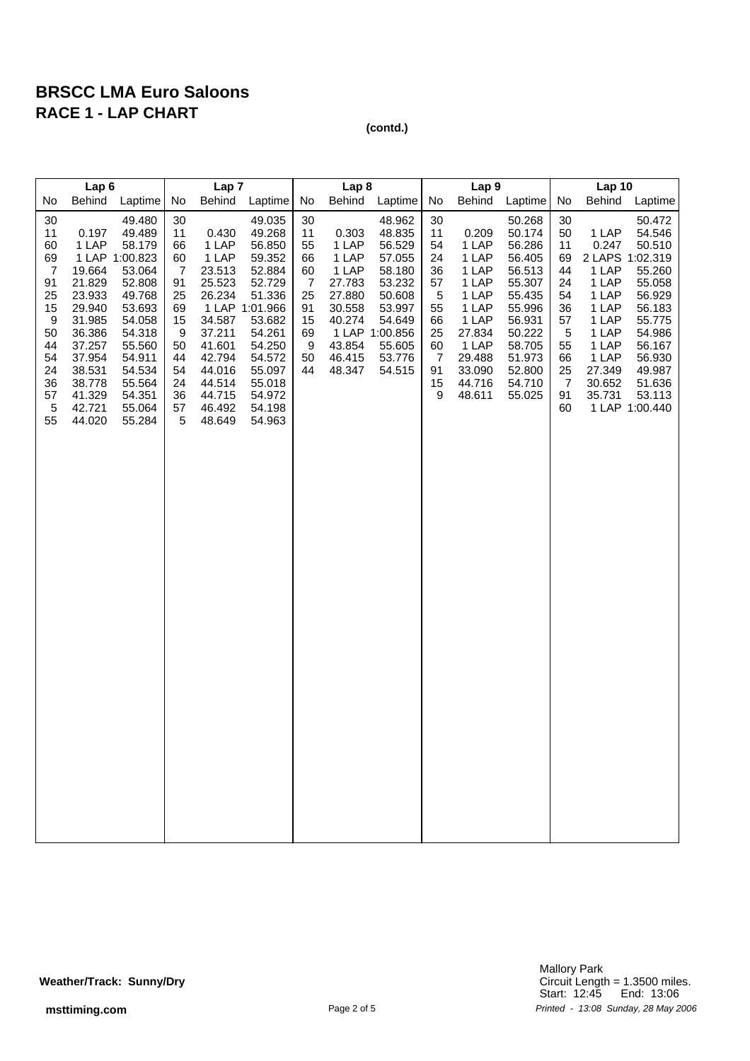# BRSCC LMA Euro Saloons
## RACE 1 - LAP CHART

**(contd.)**

| Lap 6 | | | Lap 7 | | | Lap 8 | | | Lap 9 | | | Lap 10 | | |
|---|---|---|---|---|---|---|---|---|---|---|---|---|---|---|
| No | Behind | Laptime | No | Behind | Laptime | No | Behind | Laptime | No | Behind | Laptime | No | Behind | Laptime |
| 30 | | 49.480 | 30 | | 49.035 | 30 | | 48.962 | 30 | | 50.268 | 30 | | 50.472 |
| 11 | 0.197 | 49.489 | 11 | 0.430 | 49.268 | 11 | 0.303 | 48.835 | 11 | 0.209 | 50.174 | 50 | 1 LAP | 54.546 |
| 60 | 1 LAP | 58.179 | 66 | 1 LAP | 56.850 | 55 | 1 LAP | 56.529 | 54 | 1 LAP | 56.286 | 11 | 0.247 | 50.510 |
| 69 | 1 LAP | 1:00.823 | 60 | 1 LAP | 59.352 | 66 | 1 LAP | 57.055 | 24 | 1 LAP | 56.405 | 69 | 2 LAPS | 1:02.319 |
| 7 | 19.664 | 53.064 | 7 | 23.513 | 52.884 | 60 | 1 LAP | 58.180 | 36 | 1 LAP | 56.513 | 44 | 1 LAP | 55.260 |
| 91 | 21.829 | 52.808 | 91 | 25.523 | 52.729 | 7 | 27.783 | 53.232 | 57 | 1 LAP | 55.307 | 24 | 1 LAP | 55.058 |
| 25 | 23.933 | 49.768 | 25 | 26.234 | 51.336 | 25 | 27.880 | 50.608 | 5 | 1 LAP | 55.435 | 54 | 1 LAP | 56.929 |
| 15 | 29.940 | 53.693 | 69 | 1 LAP | 1:01.966 | 91 | 30.558 | 53.997 | 55 | 1 LAP | 55.996 | 36 | 1 LAP | 56.183 |
| 9 | 31.985 | 54.058 | 15 | 34.587 | 53.682 | 15 | 40.274 | 54.649 | 66 | 1 LAP | 56.931 | 57 | 1 LAP | 55.775 |
| 50 | 36.386 | 54.318 | 9 | 37.211 | 54.261 | 69 | 1 LAP | 1:00.856 | 25 | 27.834 | 50.222 | 5 | 1 LAP | 54.986 |
| 44 | 37.257 | 55.560 | 50 | 41.601 | 54.250 | 9 | 43.854 | 55.605 | 60 | 1 LAP | 58.705 | 55 | 1 LAP | 56.167 |
| 54 | 37.954 | 54.911 | 44 | 42.794 | 54.572 | 50 | 46.415 | 53.776 | 7 | 29.488 | 51.973 | 66 | 1 LAP | 56.930 |
| 24 | 38.531 | 54.534 | 54 | 44.016 | 55.097 | 44 | 48.347 | 54.515 | 91 | 33.090 | 52.800 | 25 | 27.349 | 49.987 |
| 36 | 38.778 | 55.564 | 24 | 44.514 | 55.018 | | | | 15 | 44.716 | 54.710 | 7 | 30.652 | 51.636 |
| 57 | 41.329 | 54.351 | 36 | 44.715 | 54.972 | | | | 9 | 48.611 | 55.025 | 91 | 35.731 | 53.113 |
| 5 | 42.721 | 55.064 | 57 | 46.492 | 54.198 | | | | | | | 60 | 1 LAP | 1:00.440 |
| 55 | 44.020 | 55.284 | 5 | 48.649 | 54.963 | | | | | | | | | |

**Weather/Track: Sunny/Dry**

Mallory Park
Circuit Length = 1.3500 miles.
Start: 12:45 End: 13:06

**msttiming.com**

*Printed - 13:08 Sunday, 28 May 2006*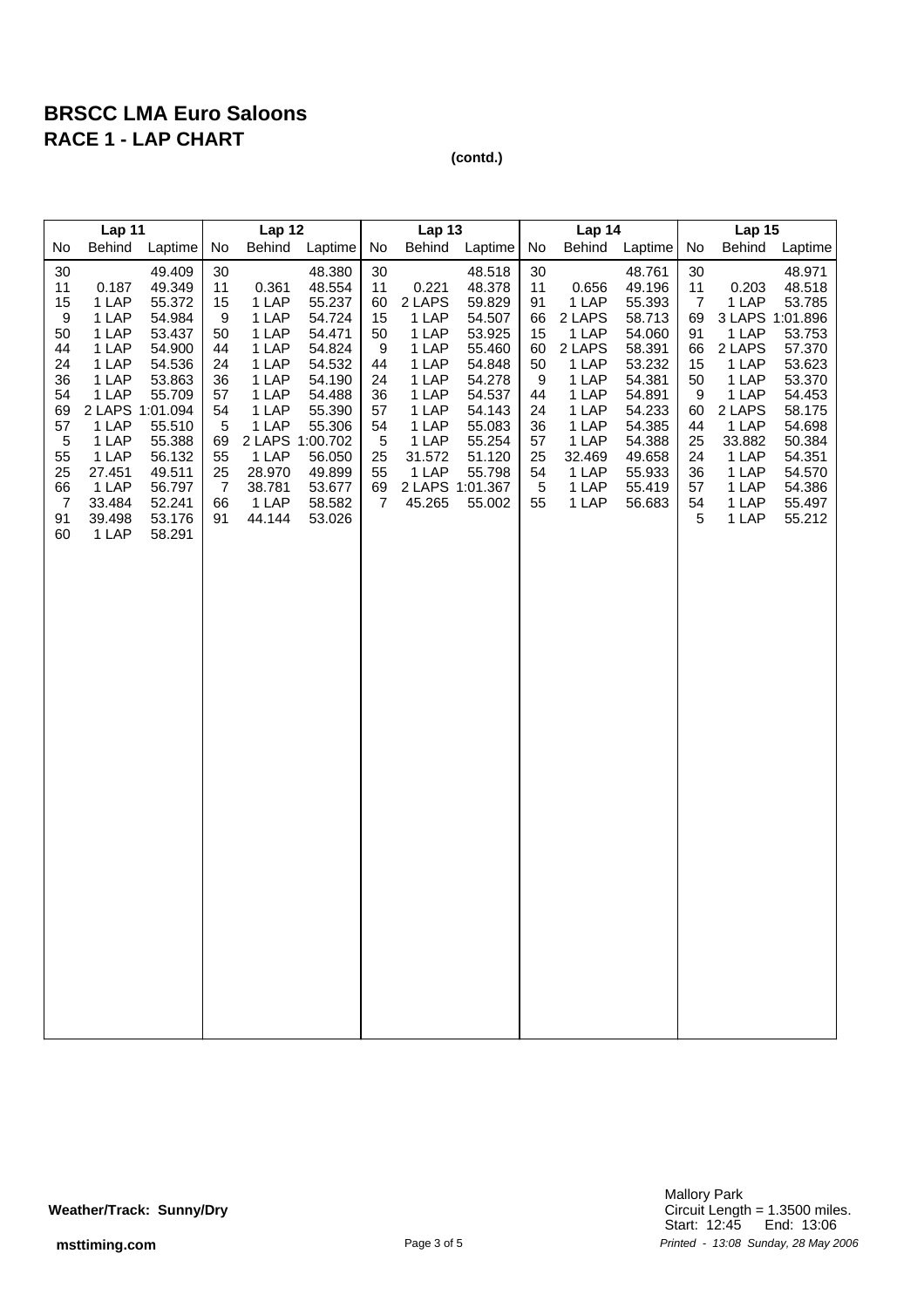# BRSCC LMA Euro Saloons
## RACE 1 - LAP CHART

**(contd.)**

| Lap 11 | | | Lap 12 | | | Lap 13 | | | Lap 14 | | | Lap 15 | | |
|---|---|---|---|---|---|---|---|---|---|---|---|---|---|---|
| No | Behind | Laptime | No | Behind | Laptime | No | Behind | Laptime | No | Behind | Laptime | No | Behind | Laptime |
| 30 | | 49.409 | 30 | | 48.380 | 30 | | 48.518 | 30 | | 48.761 | 30 | | 48.971 |
| 11 | 0.187 | 49.349 | 11 | 0.361 | 48.554 | 11 | 0.221 | 48.378 | 11 | 0.656 | 49.196 | 11 | 0.203 | 48.518 |
| 15 | 1 LAP | 55.372 | 15 | 1 LAP | 55.237 | 60 | 2 LAPS | 59.829 | 91 | 1 LAP | 55.393 | 7 | 1 LAP | 53.785 |
| 9 | 1 LAP | 54.984 | 9 | 1 LAP | 54.724 | 15 | 1 LAP | 54.507 | 66 | 2 LAPS | 58.713 | 69 | 3 LAPS | 1:01.896 |
| 50 | 1 LAP | 53.437 | 50 | 1 LAP | 54.471 | 50 | 1 LAP | 53.925 | 15 | 1 LAP | 54.060 | 91 | 1 LAP | 53.753 |
| 44 | 1 LAP | 54.900 | 44 | 1 LAP | 54.824 | 9 | 1 LAP | 55.460 | 60 | 2 LAPS | 58.391 | 66 | 2 LAPS | 57.370 |
| 24 | 1 LAP | 54.536 | 24 | 1 LAP | 54.532 | 44 | 1 LAP | 54.848 | 50 | 1 LAP | 53.232 | 15 | 1 LAP | 53.623 |
| 36 | 1 LAP | 53.863 | 36 | 1 LAP | 54.190 | 24 | 1 LAP | 54.278 | 9 | 1 LAP | 54.381 | 50 | 1 LAP | 53.370 |
| 54 | 1 LAP | 55.709 | 57 | 1 LAP | 54.488 | 36 | 1 LAP | 54.537 | 44 | 1 LAP | 54.891 | 9 | 1 LAP | 54.453 |
| 69 | 2 LAPS | 1:01.094 | 54 | 1 LAP | 55.390 | 57 | 1 LAP | 54.143 | 24 | 1 LAP | 54.233 | 60 | 2 LAPS | 58.175 |
| 57 | 1 LAP | 55.510 | 5 | 1 LAP | 55.306 | 54 | 1 LAP | 55.083 | 36 | 1 LAP | 54.385 | 44 | 1 LAP | 54.698 |
| 5 | 1 LAP | 55.388 | 69 | 2 LAPS | 1:00.702 | 5 | 1 LAP | 55.254 | 57 | 1 LAP | 54.388 | 25 | 33.882 | 50.384 |
| 55 | 1 LAP | 56.132 | 55 | 1 LAP | 56.050 | 25 | 31.572 | 51.120 | 25 | 32.469 | 49.658 | 24 | 1 LAP | 54.351 |
| 25 | 27.451 | 49.511 | 25 | 28.970 | 49.899 | 55 | 1 LAP | 55.798 | 54 | 1 LAP | 55.933 | 36 | 1 LAP | 54.570 |
| 66 | 1 LAP | 56.797 | 7 | 38.781 | 53.677 | 69 | 2 LAPS | 1:01.367 | 5 | 1 LAP | 55.419 | 57 | 1 LAP | 54.386 |
| 7 | 33.484 | 52.241 | 66 | 1 LAP | 58.582 | 7 | 45.265 | 55.002 | 55 | 1 LAP | 56.683 | 54 | 1 LAP | 55.497 |
| 91 | 39.498 | 53.176 | 91 | 44.144 | 53.026 | | | | | | | 5 | 1 LAP | 55.212 |
| 60 | 1 LAP | 58.291 | | | | | | | | | | | | |

**Weather/Track: Sunny/Dry**

Mallory Park
Circuit Length = 1.3500 miles.
Start: 12:45 End: 13:06

msttiming.com

*Printed - 13:08 Sunday, 28 May 2006*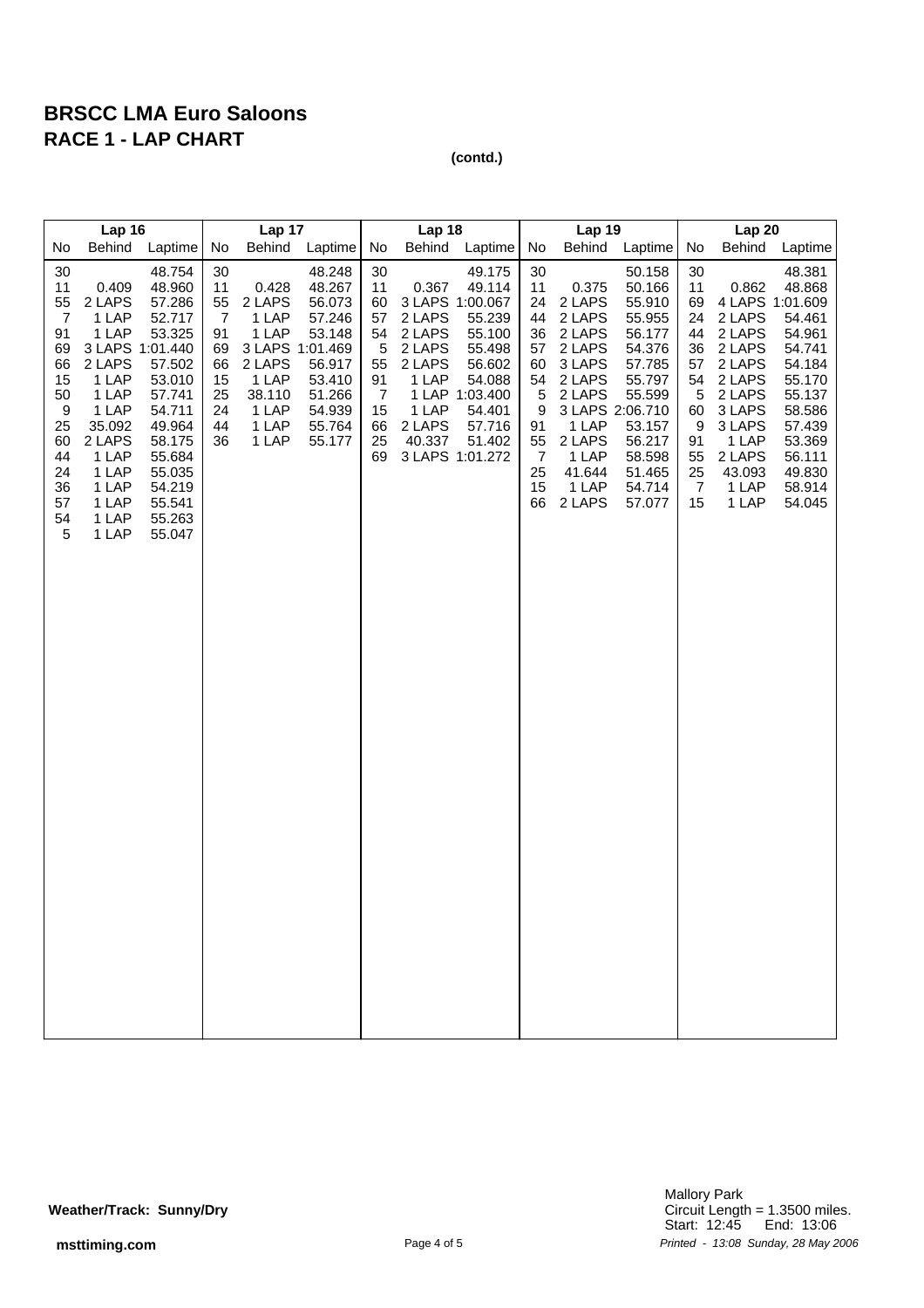# BRSCC LMA Euro Saloons
## RACE 1 - LAP CHART

**(contd.)**

| Lap 16 | | | Lap 17 | | | Lap 18 | | | Lap 19 | | | Lap 20 | | |
|---|---|---|---|---|---|---|---|---|---|---|---|---|---|---|
| No | Behind | Laptime | No | Behind | Laptime | No | Behind | Laptime | No | Behind | Laptime | No | Behind | Laptime |
| 30 | | 48.754 | 30 | | 48.248 | 30 | | 49.175 | 30 | | 50.158 | 30 | | 48.381 |
| 11 | 0.409 | 48.960 | 11 | 0.428 | 48.267 | 11 | 0.367 | 49.114 | 11 | 0.375 | 50.166 | 11 | 0.862 | 48.868 |
| 55 | 2 LAPS | 57.286 | 55 | 2 LAPS | 56.073 | 60 | 3 LAPS | 1:00.067 | 24 | 2 LAPS | 55.910 | 69 | 4 LAPS | 1:01.609 |
| 7 | 1 LAP | 52.717 | 7 | 1 LAP | 57.246 | 57 | 2 LAPS | 55.239 | 44 | 2 LAPS | 55.955 | 24 | 2 LAPS | 54.461 |
| 91 | 1 LAP | 53.325 | 91 | 1 LAP | 53.148 | 54 | 2 LAPS | 55.100 | 36 | 2 LAPS | 56.177 | 44 | 2 LAPS | 54.961 |
| 69 | 3 LAPS | 1:01.440 | 69 | 3 LAPS | 1:01.469 | 5 | 2 LAPS | 55.498 | 57 | 2 LAPS | 54.376 | 36 | 2 LAPS | 54.741 |
| 66 | 2 LAPS | 57.502 | 66 | 2 LAPS | 56.917 | 55 | 2 LAPS | 56.602 | 60 | 3 LAPS | 57.785 | 57 | 2 LAPS | 54.184 |
| 15 | 1 LAP | 53.010 | 15 | 1 LAP | 53.410 | 91 | 1 LAP | 54.088 | 54 | 2 LAPS | 55.797 | 54 | 2 LAPS | 55.170 |
| 50 | 1 LAP | 57.741 | 25 | 38.110 | 51.266 | 7 | 1 LAP | 1:03.400 | 5 | 2 LAPS | 55.599 | 5 | 2 LAPS | 55.137 |
| 9 | 1 LAP | 54.711 | 24 | 1 LAP | 54.939 | 15 | 1 LAP | 54.401 | 9 | 3 LAPS | 2:06.710 | 60 | 3 LAPS | 58.586 |
| 25 | 35.092 | 49.964 | 44 | 1 LAP | 55.764 | 66 | 2 LAPS | 57.716 | 91 | 1 LAP | 53.157 | 9 | 3 LAPS | 57.439 |
| 60 | 2 LAPS | 58.175 | 36 | 1 LAP | 55.177 | 25 | 40.337 | 51.402 | 55 | 2 LAPS | 56.217 | 91 | 1 LAP | 53.369 |
| 44 | 1 LAP | 55.684 | | | | 69 | 3 LAPS | 1:01.272 | 7 | 1 LAP | 58.598 | 55 | 2 LAPS | 56.111 |
| 24 | 1 LAP | 55.035 | | | | | | | 25 | 41.644 | 51.465 | 25 | 43.093 | 49.830 |
| 36 | 1 LAP | 54.219 | | | | | | | 15 | 1 LAP | 54.714 | 7 | 1 LAP | 58.914 |
| 57 | 1 LAP | 55.541 | | | | | | | 66 | 2 LAPS | 57.077 | 15 | 1 LAP | 54.045 |
| 54 | 1 LAP | 55.263 | | | | | | | | | | | | |
| 5 | 1 LAP | 55.047 | | | | | | | | | | | | |

**Weather/Track: Sunny/Dry**

Mallory Park
Circuit Length = 1.3500 miles.
Start: 12:45 End: 13:06

**msttiming.com**

*Printed - 13:08 Sunday, 28 May 2006*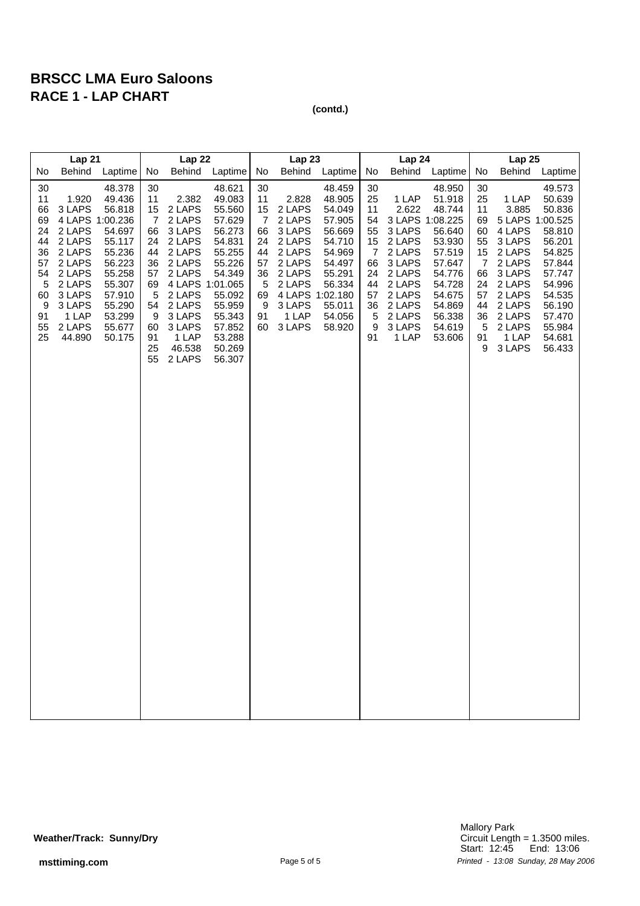# BRSCC LMA Euro Saloons

## RACE 1 - LAP CHART

**(contd.)**

| Lap 21 | | | Lap 22 | | | Lap 23 | | | Lap 24 | | | Lap 25 | | |
|---|---|---|---|---|---|---|---|---|---|---|---|---|---|---|
| No | Behind | Laptime | No | Behind | Laptime | No | Behind | Laptime | No | Behind | Laptime | No | Behind | Laptime |
| 30 | | 48.378 | 30 | | 48.621 | 30 | | 48.459 | 30 | | 48.950 | 30 | | 49.573 |
| 11 | 1.920 | 49.436 | 11 | 2.382 | 49.083 | 11 | 2.828 | 48.905 | 25 | 1 LAP | 51.918 | 25 | 1 LAP | 50.639 |
| 66 | 3 LAPS | 56.818 | 15 | 2 LAPS | 55.560 | 15 | 2 LAPS | 54.049 | 11 | 2.622 | 48.744 | 11 | 3.885 | 50.836 |
| 69 | 4 LAPS | 1:00.236 | 7 | 2 LAPS | 57.629 | 7 | 2 LAPS | 57.905 | 54 | 3 LAPS | 1:08.225 | 69 | 5 LAPS | 1:00.525 |
| 24 | 2 LAPS | 54.697 | 66 | 3 LAPS | 56.273 | 66 | 3 LAPS | 56.669 | 55 | 3 LAPS | 56.640 | 60 | 4 LAPS | 58.810 |
| 44 | 2 LAPS | 55.117 | 24 | 2 LAPS | 54.831 | 24 | 2 LAPS | 54.710 | 15 | 2 LAPS | 53.930 | 55 | 3 LAPS | 56.201 |
| 36 | 2 LAPS | 55.236 | 44 | 2 LAPS | 55.255 | 44 | 2 LAPS | 54.969 | 7 | 2 LAPS | 57.519 | 15 | 2 LAPS | 54.825 |
| 57 | 2 LAPS | 56.223 | 36 | 2 LAPS | 55.226 | 57 | 2 LAPS | 54.497 | 66 | 3 LAPS | 57.647 | 7 | 2 LAPS | 57.844 |
| 54 | 2 LAPS | 55.258 | 57 | 2 LAPS | 54.349 | 36 | 2 LAPS | 55.291 | 24 | 2 LAPS | 54.776 | 66 | 3 LAPS | 57.747 |
| 5 | 2 LAPS | 55.307 | 69 | 4 LAPS | 1:01.065 | 5 | 2 LAPS | 56.334 | 44 | 2 LAPS | 54.728 | 24 | 2 LAPS | 54.996 |
| 60 | 3 LAPS | 57.910 | 5 | 2 LAPS | 55.092 | 69 | 4 LAPS | 1:02.180 | 57 | 2 LAPS | 54.675 | 57 | 2 LAPS | 54.535 |
| 9 | 3 LAPS | 55.290 | 54 | 2 LAPS | 55.959 | 9 | 3 LAPS | 55.011 | 36 | 2 LAPS | 54.869 | 44 | 2 LAPS | 56.190 |
| 91 | 1 LAP | 53.299 | 9 | 3 LAPS | 55.343 | 91 | 1 LAP | 54.056 | 5 | 2 LAPS | 56.338 | 36 | 2 LAPS | 57.470 |
| 55 | 2 LAPS | 55.677 | 60 | 3 LAPS | 57.852 | 60 | 3 LAPS | 58.920 | 9 | 3 LAPS | 54.619 | 5 | 2 LAPS | 55.984 |
| 25 | 44.890 | 50.175 | 91 | 1 LAP | 53.288 | | | | 91 | 1 LAP | 53.606 | 91 | 1 LAP | 54.681 |
| | | | 25 | 46.538 | 50.269 | | | | | | | 9 | 3 LAPS | 56.433 |
| | | | 55 | 2 LAPS | 56.307 | | | | | | | | | |

**Weather/Track: Sunny/Dry**

Mallory Park
Circuit Length = 1.3500 miles.
Start: 12:45 End: 13:06

*Printed - 13:08 Sunday, 28 May 2006*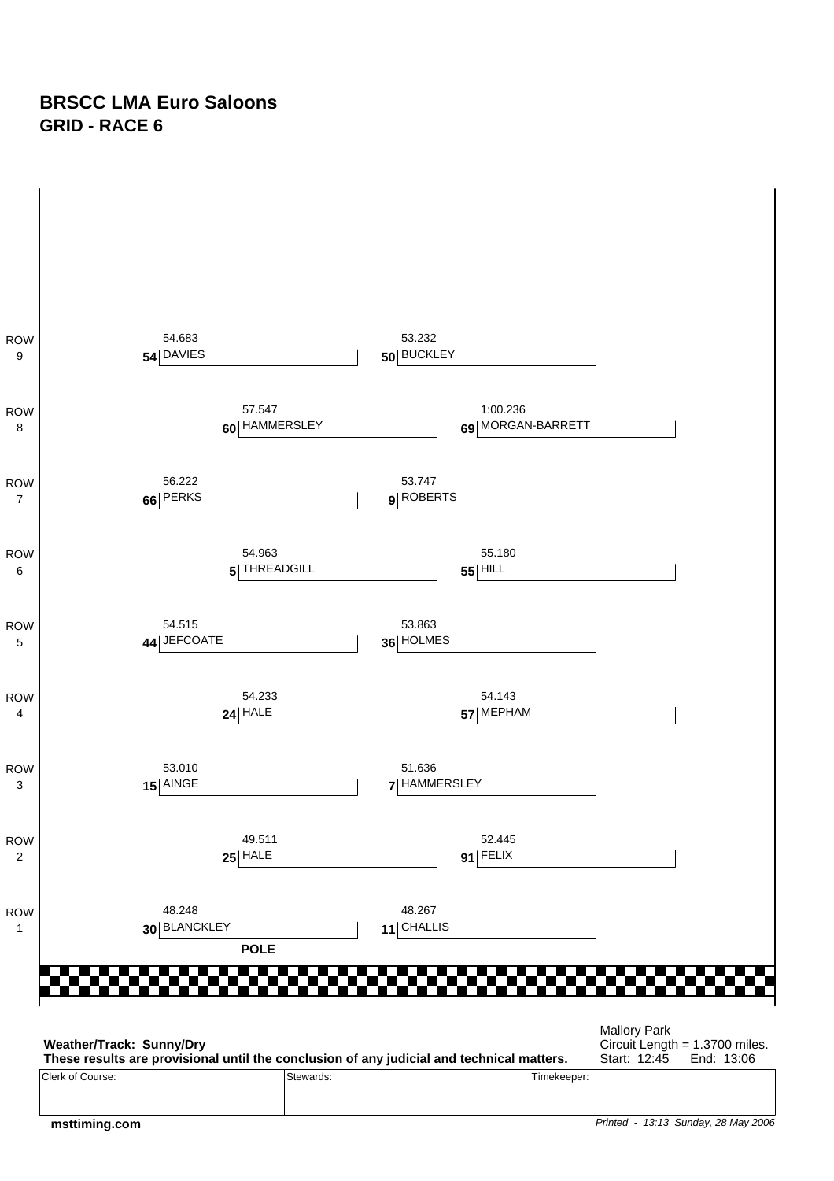# BRSCC LMA Euro Saloons
## GRID - RACE 6

| Row | Left | | Right | |
|---|---|---|---|---|
| ROW 9 | 54 | DAVIES 54.683 | 50 | BUCKLEY 53.232 |
| ROW 8 | 60 | HAMMERSLEY 57.547 | 69 | MORGAN-BARRETT 1:00.236 |
| ROW 7 | 66 | PERKS 56.222 | 9 | ROBERTS 53.747 |
| ROW 6 | 5 | THREADGILL 54.963 | 55 | HILL 55.180 |
| ROW 5 | 44 | JEFCOATE 54.515 | 36 | HOLMES 53.863 |
| ROW 4 | 24 | HALE 54.233 | 57 | MEPHAM 54.143 |
| ROW 3 | 15 | AINGE 53.010 | 7 | HAMMERSLEY 51.636 |
| ROW 2 | 25 | HALE 49.511 | 91 | FELIX 52.445 |
| ROW 1 | 30 | BLANCKLEY 48.248 | 11 | CHALLIS 48.267 |

**POLE**

**Weather/Track: Sunny/Dry**
**These results are provisional until the conclusion of any judicial and technical matters.**

Mallory Park
Circuit Length = 1.3700 miles.
Start: 12:45 End: 13:06

| Clerk of Course: | Stewards: | Timekeeper: |
|---|---|---|
| | | |

**msttiming.com**

*Printed - 13:13 Sunday, 28 May 2006*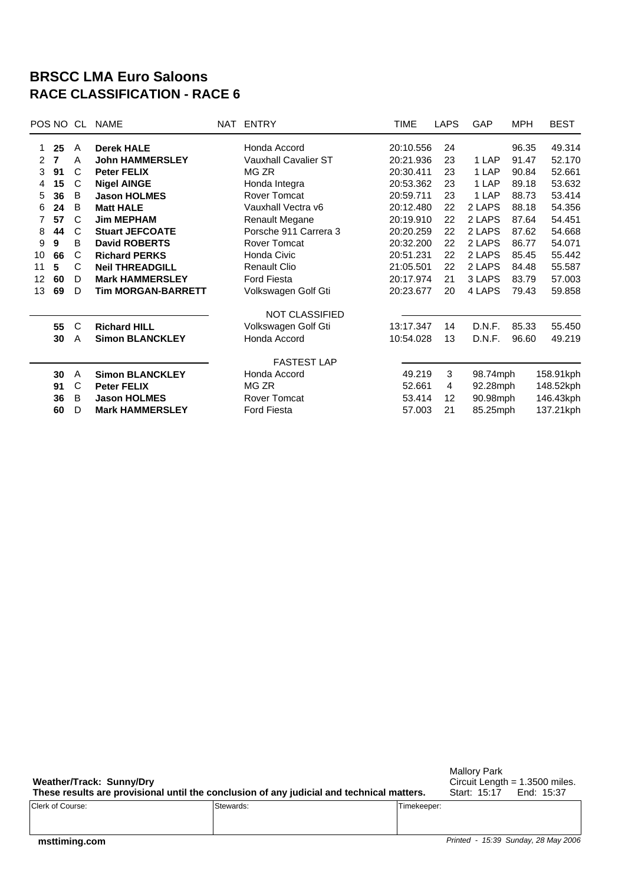# BRSCC LMA Euro Saloons
## RACE CLASSIFICATION - RACE 6

| POS | NO | CL | NAME | NAT | ENTRY | TIME | LAPS | GAP | MPH | BEST |
|---|---|---|---|---|---|---|---|---|---|---|
| 1 | **25** | A | **Derek HALE** | | Honda Accord | 20:10.556 | 24 | | 96.35 | 49.314 |
| 2 | **7** | A | **John HAMMERSLEY** | | Vauxhall Cavalier ST | 20:21.936 | 23 | 1 LAP | 91.47 | 52.170 |
| 3 | **91** | C | **Peter FELIX** | | MG ZR | 20:30.411 | 23 | 1 LAP | 90.84 | 52.661 |
| 4 | **15** | C | **Nigel AINGE** | | Honda Integra | 20:53.362 | 23 | 1 LAP | 89.18 | 53.632 |
| 5 | **36** | B | **Jason HOLMES** | | Rover Tomcat | 20:59.711 | 23 | 1 LAP | 88.73 | 53.414 |
| 6 | **24** | B | **Matt HALE** | | Vauxhall Vectra v6 | 20:12.480 | 22 | 2 LAPS | 88.18 | 54.356 |
| 7 | **57** | C | **Jim MEPHAM** | | Renault Megane | 20:19.910 | 22 | 2 LAPS | 87.64 | 54.451 |
| 8 | **44** | C | **Stuart JEFCOATE** | | Porsche 911 Carrera 3 | 20:20.259 | 22 | 2 LAPS | 87.62 | 54.668 |
| 9 | **9** | B | **David ROBERTS** | | Rover Tomcat | 20:32.200 | 22 | 2 LAPS | 86.77 | 54.071 |
| 10 | **66** | C | **Richard PERKS** | | Honda Civic | 20:51.231 | 22 | 2 LAPS | 85.45 | 55.442 |
| 11 | **5** | C | **Neil THREADGILL** | | Renault Clio | 21:05.501 | 22 | 2 LAPS | 84.48 | 55.587 |
| 12 | **60** | D | **Mark HAMMERSLEY** | | Ford Fiesta | 20:17.974 | 21 | 3 LAPS | 83.79 | 57.003 |
| 13 | **69** | D | **Tim MORGAN-BARRETT** | | Volkswagen Golf Gti | 20:23.677 | 20 | 4 LAPS | 79.43 | 59.858 |

**NOT CLASSIFIED**

| NO | CL | NAME | ENTRY | TIME | LAPS | GAP | MPH | BEST |
|---|---|---|---|---|---|---|---|---|
| **55** | C | **Richard HILL** | Volkswagen Golf Gti | 13:17.347 | 14 | D.N.F. | 85.33 | 55.450 |
| **30** | A | **Simon BLANCKLEY** | Honda Accord | 10:54.028 | 13 | D.N.F. | 96.60 | 49.219 |

**FASTEST LAP**

| NO | CL | NAME | ENTRY | TIME | LAP | MPH | KPH |
|---|---|---|---|---|---|---|---|
| **30** | A | **Simon BLANCKLEY** | Honda Accord | 49.219 | 3 | 98.74mph | 158.91kph |
| **91** | C | **Peter FELIX** | MG ZR | 52.661 | 4 | 92.28mph | 148.52kph |
| **36** | B | **Jason HOLMES** | Rover Tomcat | 53.414 | 12 | 90.98mph | 146.43kph |
| **60** | D | **Mark HAMMERSLEY** | Ford Fiesta | 57.003 | 21 | 85.25mph | 137.21kph |

**Weather/Track: Sunny/Dry**
**These results are provisional until the conclusion of any judicial and technical matters.**

Mallory Park
Circuit Length = 1.3500 miles.
Start: 15:17 End: 15:37

| Clerk of Course: | Stewards: | Timekeeper: |
|---|---|---|
| | | |

**msttiming.com**

*Printed - 15:39 Sunday, 28 May 2006*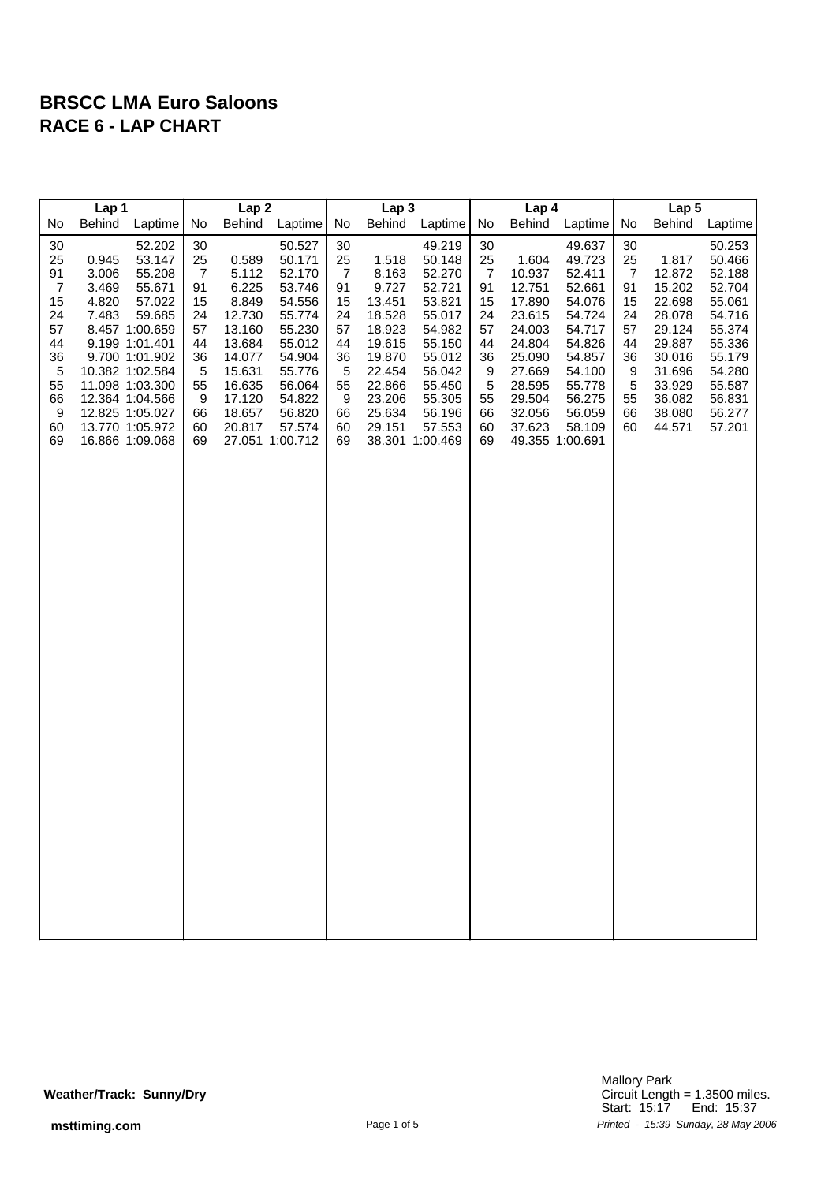# BRSCC LMA Euro Saloons
## RACE 6 - LAP CHART

| Lap 1 | | | Lap 2 | | | Lap 3 | | | Lap 4 | | | Lap 5 | | |
|---|---|---|---|---|---|---|---|---|---|---|---|---|---|---|
| No | Behind | Laptime | No | Behind | Laptime | No | Behind | Laptime | No | Behind | Laptime | No | Behind | Laptime |
| 30 | | 52.202 | 30 | | 50.527 | 30 | | 49.219 | 30 | | 49.637 | 30 | | 50.253 |
| 25 | 0.945 | 53.147 | 25 | 0.589 | 50.171 | 25 | 1.518 | 50.148 | 25 | 1.604 | 49.723 | 25 | 1.817 | 50.466 |
| 91 | 3.006 | 55.208 | 7 | 5.112 | 52.170 | 7 | 8.163 | 52.270 | 7 | 10.937 | 52.411 | 7 | 12.872 | 52.188 |
| 7 | 3.469 | 55.671 | 91 | 6.225 | 53.746 | 91 | 9.727 | 52.721 | 91 | 12.751 | 52.661 | 91 | 15.202 | 52.704 |
| 15 | 4.820 | 57.022 | 15 | 8.849 | 54.556 | 15 | 13.451 | 53.821 | 15 | 17.890 | 54.076 | 15 | 22.698 | 55.061 |
| 24 | 7.483 | 59.685 | 24 | 12.730 | 55.774 | 24 | 18.528 | 55.017 | 24 | 23.615 | 54.724 | 24 | 28.078 | 54.716 |
| 57 | 8.457 | 1:00.659 | 57 | 13.160 | 55.230 | 57 | 18.923 | 54.982 | 57 | 24.003 | 54.717 | 57 | 29.124 | 55.374 |
| 44 | 9.199 | 1:01.401 | 44 | 13.684 | 55.012 | 44 | 19.615 | 55.150 | 44 | 24.804 | 54.826 | 44 | 29.887 | 55.336 |
| 36 | 9.700 | 1:01.902 | 36 | 14.077 | 54.904 | 36 | 19.870 | 55.012 | 36 | 25.090 | 54.857 | 36 | 30.016 | 55.179 |
| 5 | 10.382 | 1:02.584 | 5 | 15.631 | 55.776 | 5 | 22.454 | 56.042 | 9 | 27.669 | 54.100 | 9 | 31.696 | 54.280 |
| 55 | 11.098 | 1:03.300 | 55 | 16.635 | 56.064 | 55 | 22.866 | 55.450 | 5 | 28.595 | 55.778 | 5 | 33.929 | 55.587 |
| 66 | 12.364 | 1:04.566 | 9 | 17.120 | 54.822 | 9 | 23.206 | 55.305 | 55 | 29.504 | 56.275 | 55 | 36.082 | 56.831 |
| 9 | 12.825 | 1:05.027 | 66 | 18.657 | 56.820 | 66 | 25.634 | 56.196 | 66 | 32.056 | 56.059 | 66 | 38.080 | 56.277 |
| 60 | 13.770 | 1:05.972 | 60 | 20.817 | 57.574 | 60 | 29.151 | 57.553 | 60 | 37.623 | 58.109 | 60 | 44.571 | 57.201 |
| 69 | 16.866 | 1:09.068 | 69 | 27.051 | 1:00.712 | 69 | 38.301 | 1:00.469 | 69 | 49.355 | 1:00.691 | | | |

**Weather/Track: Sunny/Dry**

Mallory Park
Circuit Length = 1.3500 miles.
Start: 15:17 End: 15:37

**msttiming.com**

*Printed - 15:39 Sunday, 28 May 2006*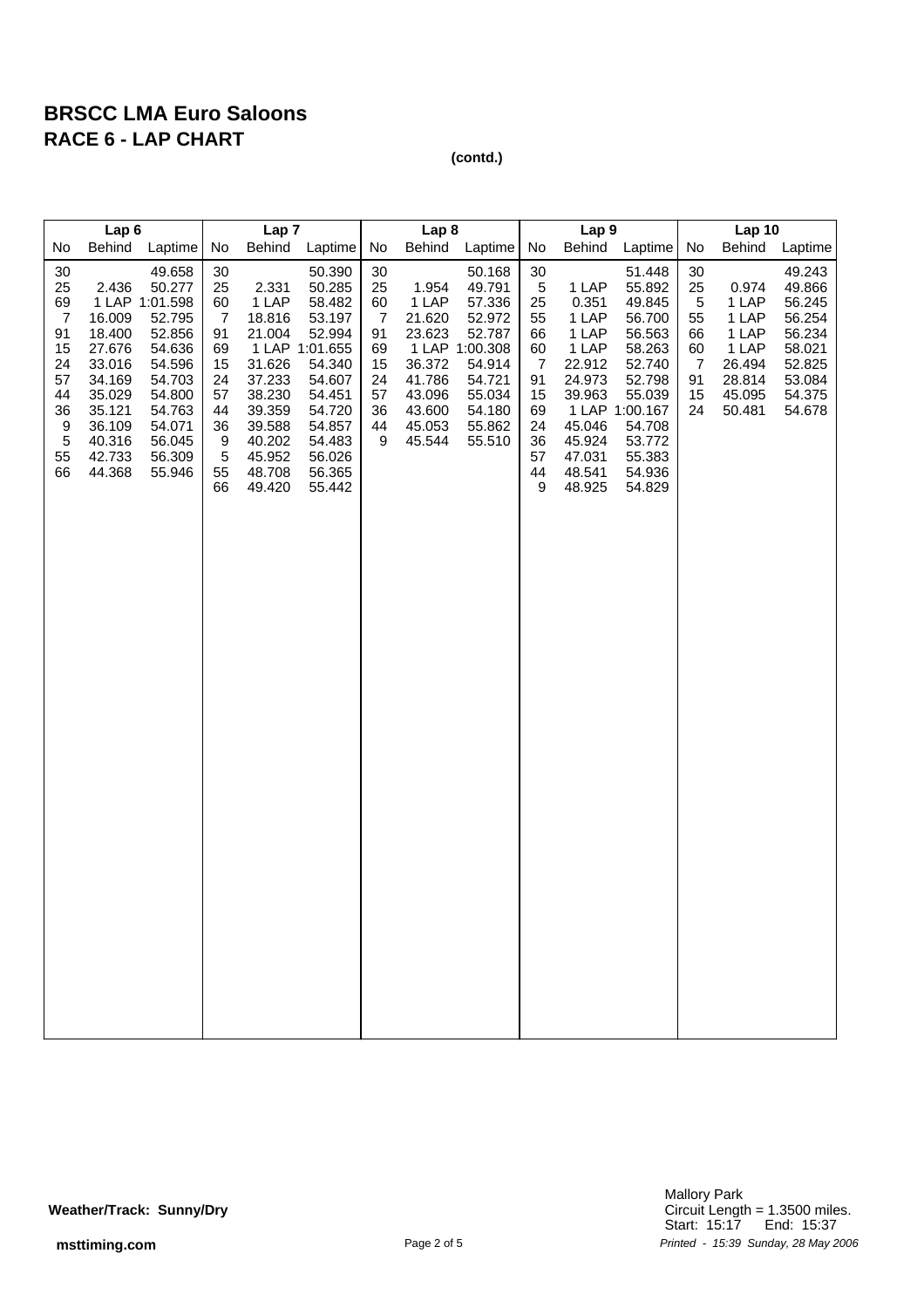# BRSCC LMA Euro Saloons

## RACE 6 - LAP CHART

**(contd.)**

| Lap 6 | | | Lap 7 | | | Lap 8 | | | Lap 9 | | | Lap 10 | | |
|---|---|---|---|---|---|---|---|---|---|---|---|---|---|---|
| No | Behind | Laptime | No | Behind | Laptime | No | Behind | Laptime | No | Behind | Laptime | No | Behind | Laptime |
| 30 | | 49.658 | 30 | | 50.390 | 30 | | 50.168 | 30 | | 51.448 | 30 | | 49.243 |
| 25 | 2.436 | 50.277 | 25 | 2.331 | 50.285 | 25 | 1.954 | 49.791 | 5 | 1 LAP | 55.892 | 25 | 0.974 | 49.866 |
| 69 | 1 LAP | 1:01.598 | 60 | 1 LAP | 58.482 | 60 | 1 LAP | 57.336 | 25 | 0.351 | 49.845 | 5 | 1 LAP | 56.245 |
| 7 | 16.009 | 52.795 | 7 | 18.816 | 53.197 | 7 | 21.620 | 52.972 | 55 | 1 LAP | 56.700 | 55 | 1 LAP | 56.254 |
| 91 | 18.400 | 52.856 | 91 | 21.004 | 52.994 | 91 | 23.623 | 52.787 | 66 | 1 LAP | 56.563 | 66 | 1 LAP | 56.234 |
| 15 | 27.676 | 54.636 | 69 | 1 LAP | 1:01.655 | 69 | 1 LAP | 1:00.308 | 60 | 1 LAP | 58.263 | 60 | 1 LAP | 58.021 |
| 24 | 33.016 | 54.596 | 15 | 31.626 | 54.340 | 15 | 36.372 | 54.914 | 7 | 22.912 | 52.740 | 7 | 26.494 | 52.825 |
| 57 | 34.169 | 54.703 | 24 | 37.233 | 54.607 | 24 | 41.786 | 54.721 | 91 | 24.973 | 52.798 | 91 | 28.814 | 53.084 |
| 44 | 35.029 | 54.800 | 57 | 38.230 | 54.451 | 57 | 43.096 | 55.034 | 15 | 39.963 | 55.039 | 15 | 45.095 | 54.375 |
| 36 | 35.121 | 54.763 | 44 | 39.359 | 54.720 | 36 | 43.600 | 54.180 | 69 | 1 LAP | 1:00.167 | 24 | 50.481 | 54.678 |
| 9 | 36.109 | 54.071 | 36 | 39.588 | 54.857 | 44 | 45.053 | 55.862 | 24 | 45.046 | 54.708 | | | |
| 5 | 40.316 | 56.045 | 9 | 40.202 | 54.483 | 9 | 45.544 | 55.510 | 36 | 45.924 | 53.772 | | | |
| 55 | 42.733 | 56.309 | 5 | 45.952 | 56.026 | | | | 57 | 47.031 | 55.383 | | | |
| 66 | 44.368 | 55.946 | 55 | 48.708 | 56.365 | | | | 44 | 48.541 | 54.936 | | | |
| | | | 66 | 49.420 | 55.442 | | | | 9 | 48.925 | 54.829 | | | |

**Weather/Track: Sunny/Dry**

Mallory Park
Circuit Length = 1.3500 miles.
Start: 15:17 End: 15:37

*Printed - 15:39 Sunday, 28 May 2006*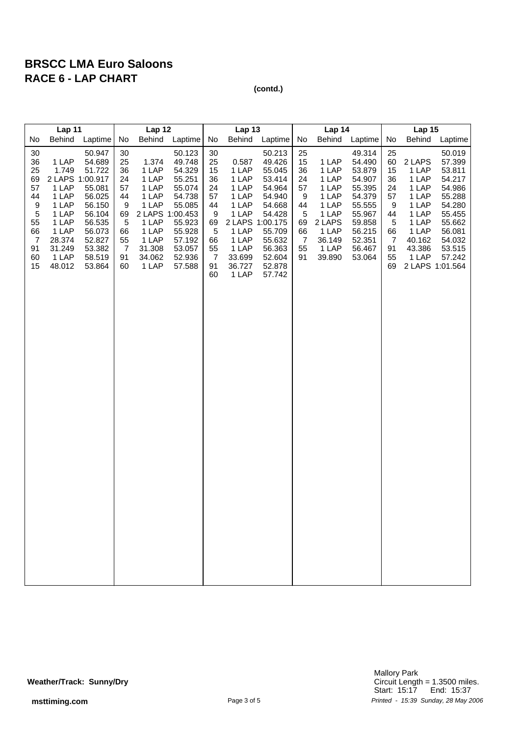# BRSCC LMA Euro Saloons
## RACE 6 - LAP CHART

**(contd.)**

| Lap 11 | | | Lap 12 | | | Lap 13 | | | Lap 14 | | | Lap 15 | | |
|---|---|---|---|---|---|---|---|---|---|---|---|---|---|---|
| No | Behind | Laptime | No | Behind | Laptime | No | Behind | Laptime | No | Behind | Laptime | No | Behind | Laptime |
| 30 | | 50.947 | 30 | | 50.123 | 30 | | 50.213 | 25 | | 49.314 | 25 | | 50.019 |
| 36 | 1 LAP | 54.689 | 25 | 1.374 | 49.748 | 25 | 0.587 | 49.426 | 15 | 1 LAP | 54.490 | 60 | 2 LAPS | 57.399 |
| 25 | 1.749 | 51.722 | 36 | 1 LAP | 54.329 | 15 | 1 LAP | 55.045 | 36 | 1 LAP | 53.879 | 15 | 1 LAP | 53.811 |
| 69 | 2 LAPS | 1:00.917 | 24 | 1 LAP | 55.251 | 36 | 1 LAP | 53.414 | 24 | 1 LAP | 54.907 | 36 | 1 LAP | 54.217 |
| 57 | 1 LAP | 55.081 | 57 | 1 LAP | 55.074 | 24 | 1 LAP | 54.964 | 57 | 1 LAP | 55.395 | 24 | 1 LAP | 54.986 |
| 44 | 1 LAP | 56.025 | 44 | 1 LAP | 54.738 | 57 | 1 LAP | 54.940 | 9 | 1 LAP | 54.379 | 57 | 1 LAP | 55.288 |
| 9 | 1 LAP | 56.150 | 9 | 1 LAP | 55.085 | 44 | 1 LAP | 54.668 | 44 | 1 LAP | 55.555 | 9 | 1 LAP | 54.280 |
| 5 | 1 LAP | 56.104 | 69 | 2 LAPS | 1:00.453 | 9 | 1 LAP | 54.428 | 5 | 1 LAP | 55.967 | 44 | 1 LAP | 55.455 |
| 55 | 1 LAP | 56.535 | 5 | 1 LAP | 55.923 | 69 | 2 LAPS | 1:00.175 | 69 | 2 LAPS | 59.858 | 5 | 1 LAP | 55.662 |
| 66 | 1 LAP | 56.073 | 66 | 1 LAP | 55.928 | 5 | 1 LAP | 55.709 | 66 | 1 LAP | 56.215 | 66 | 1 LAP | 56.081 |
| 7 | 28.374 | 52.827 | 55 | 1 LAP | 57.192 | 66 | 1 LAP | 55.632 | 7 | 36.149 | 52.351 | 7 | 40.162 | 54.032 |
| 91 | 31.249 | 53.382 | 7 | 31.308 | 53.057 | 55 | 1 LAP | 56.363 | 55 | 1 LAP | 56.467 | 91 | 43.386 | 53.515 |
| 60 | 1 LAP | 58.519 | 91 | 34.062 | 52.936 | 7 | 33.699 | 52.604 | 91 | 39.890 | 53.064 | 55 | 1 LAP | 57.242 |
| 15 | 48.012 | 53.864 | 60 | 1 LAP | 57.588 | 91 | 36.727 | 52.878 | | | | 69 | 2 LAPS | 1:01.564 |
| | | | | | | 60 | 1 LAP | 57.742 | | | | | | |

**Weather/Track: Sunny/Dry**

Mallory Park
Circuit Length = 1.3500 miles.
Start: 15:17 End: 15:37

msttiming.com

*Printed - 15:39 Sunday, 28 May 2006*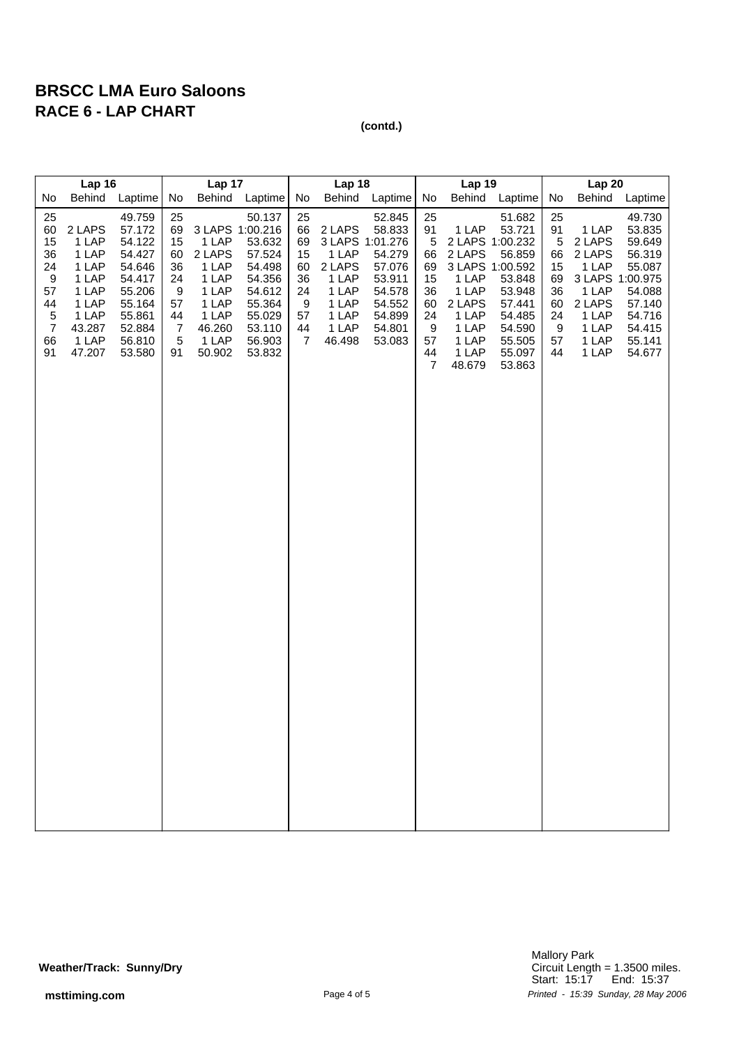# BRSCC LMA Euro Saloons
## RACE 6 - LAP CHART

**(contd.)**

| Lap 16 | | | Lap 17 | | | Lap 18 | | | Lap 19 | | | Lap 20 | | |
|---|---|---|---|---|---|---|---|---|---|---|---|---|---|---|
| No | Behind | Laptime | No | Behind | Laptime | No | Behind | Laptime | No | Behind | Laptime | No | Behind | Laptime |
| 25 | | 49.759 | 25 | | 50.137 | 25 | | 52.845 | 25 | | 51.682 | 25 | | 49.730 |
| 60 | 2 LAPS | 57.172 | 69 | 3 LAPS | 1:00.216 | 66 | 2 LAPS | 58.833 | 91 | 1 LAP | 53.721 | 91 | 1 LAP | 53.835 |
| 15 | 1 LAP | 54.122 | 15 | 1 LAP | 53.632 | 69 | 3 LAPS | 1:01.276 | 5 | 2 LAPS | 1:00.232 | 5 | 2 LAPS | 59.649 |
| 36 | 1 LAP | 54.427 | 60 | 2 LAPS | 57.524 | 15 | 1 LAP | 54.279 | 66 | 2 LAPS | 56.859 | 66 | 2 LAPS | 56.319 |
| 24 | 1 LAP | 54.646 | 36 | 1 LAP | 54.498 | 60 | 2 LAPS | 57.076 | 69 | 3 LAPS | 1:00.592 | 15 | 1 LAP | 55.087 |
| 9 | 1 LAP | 54.417 | 24 | 1 LAP | 54.356 | 36 | 1 LAP | 53.911 | 15 | 1 LAP | 53.848 | 69 | 3 LAPS | 1:00.975 |
| 57 | 1 LAP | 55.206 | 9 | 1 LAP | 54.612 | 24 | 1 LAP | 54.578 | 36 | 1 LAP | 53.948 | 36 | 1 LAP | 54.088 |
| 44 | 1 LAP | 55.164 | 57 | 1 LAP | 55.364 | 9 | 1 LAP | 54.552 | 60 | 2 LAPS | 57.441 | 60 | 2 LAPS | 57.140 |
| 5 | 1 LAP | 55.861 | 44 | 1 LAP | 55.029 | 57 | 1 LAP | 54.899 | 24 | 1 LAP | 54.485 | 24 | 1 LAP | 54.716 |
| 7 | 43.287 | 52.884 | 7 | 46.260 | 53.110 | 44 | 1 LAP | 54.801 | 9 | 1 LAP | 54.590 | 9 | 1 LAP | 54.415 |
| 66 | 1 LAP | 56.810 | 5 | 1 LAP | 56.903 | 7 | 46.498 | 53.083 | 57 | 1 LAP | 55.505 | 57 | 1 LAP | 55.141 |
| 91 | 47.207 | 53.580 | 91 | 50.902 | 53.832 | | | | 44 | 1 LAP | 55.097 | 44 | 1 LAP | 54.677 |
| | | | | | | | | | 7 | 48.679 | 53.863 | | | |

**Weather/Track: Sunny/Dry**

Mallory Park
Circuit Length = 1.3500 miles.
Start: 15:17 End: 15:37

msttiming.com

*Printed - 15:39 Sunday, 28 May 2006*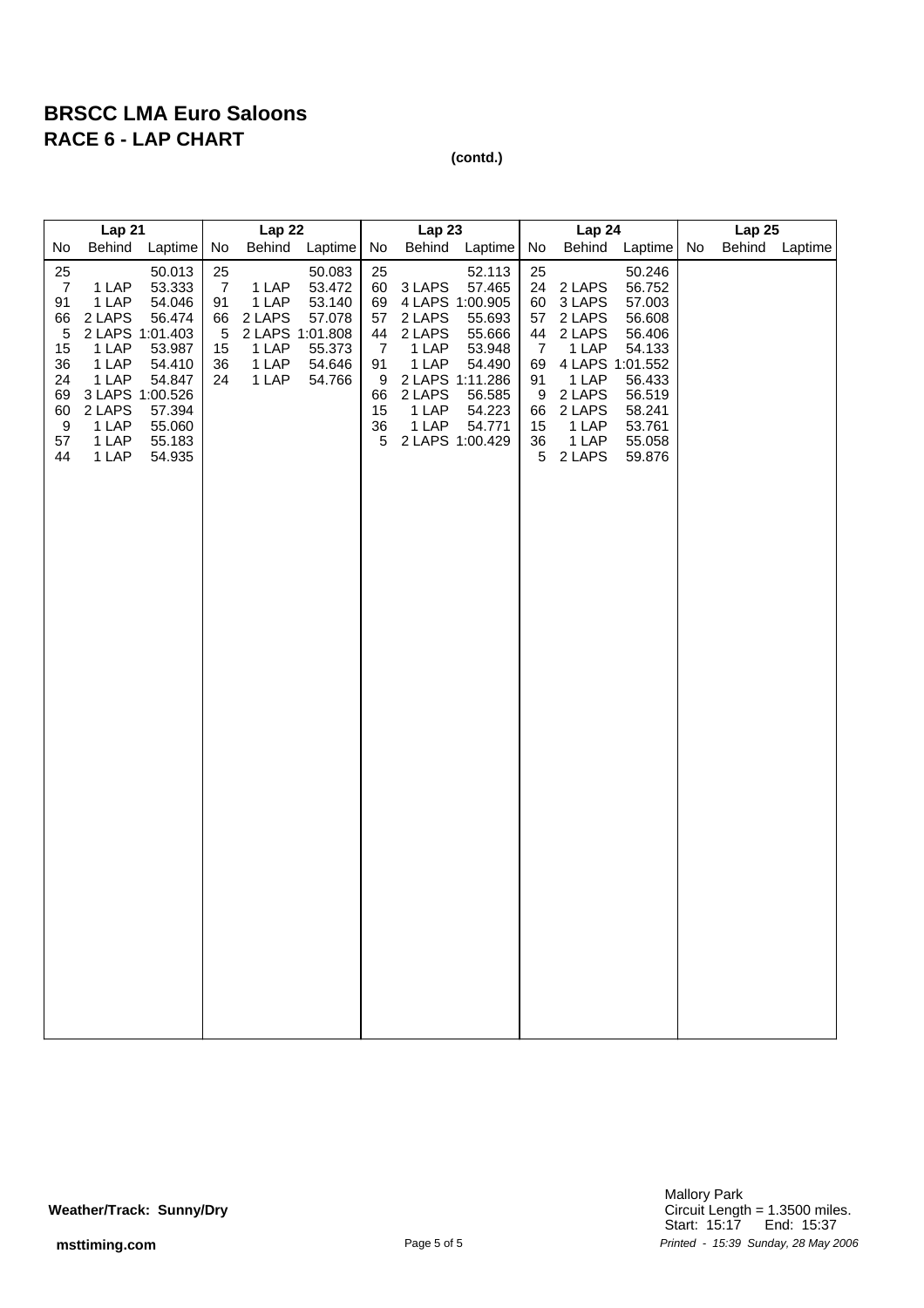# BRSCC LMA Euro Saloons

## RACE 6 - LAP CHART

**(contd.)**

| Lap 21 | | | Lap 22 | | | Lap 23 | | | Lap 24 | | | Lap 25 | | |
|---|---|---|---|---|---|---|---|---|---|---|---|---|---|---|
| No | Behind | Laptime | No | Behind | Laptime | No | Behind | Laptime | No | Behind | Laptime | No | Behind | Laptime |
| 25 | | 50.013 | 25 | | 50.083 | 25 | | 52.113 | 25 | | 50.246 | | | |
| 7 | 1 LAP | 53.333 | 7 | 1 LAP | 53.472 | 60 | 3 LAPS | 57.465 | 24 | 2 LAPS | 56.752 | | | |
| 91 | 1 LAP | 54.046 | 91 | 1 LAP | 53.140 | 69 | 4 LAPS | 1:00.905 | 60 | 3 LAPS | 57.003 | | | |
| 66 | 2 LAPS | 56.474 | 66 | 2 LAPS | 57.078 | 57 | 2 LAPS | 55.693 | 57 | 2 LAPS | 56.608 | | | |
| 5 | 2 LAPS | 1:01.403 | 5 | 2 LAPS | 1:01.808 | 44 | 2 LAPS | 55.666 | 44 | 2 LAPS | 56.406 | | | |
| 15 | 1 LAP | 53.987 | 15 | 1 LAP | 55.373 | 7 | 1 LAP | 53.948 | 7 | 1 LAP | 54.133 | | | |
| 36 | 1 LAP | 54.410 | 36 | 1 LAP | 54.646 | 91 | 1 LAP | 54.490 | 69 | 4 LAPS | 1:01.552 | | | |
| 24 | 1 LAP | 54.847 | 24 | 1 LAP | 54.766 | 9 | 2 LAPS | 1:11.286 | 91 | 1 LAP | 56.433 | | | |
| 69 | 3 LAPS | 1:00.526 | | | | 66 | 2 LAPS | 56.585 | 9 | 2 LAPS | 56.519 | | | |
| 60 | 2 LAPS | 57.394 | | | | 15 | 1 LAP | 54.223 | 66 | 2 LAPS | 58.241 | | | |
| 9 | 1 LAP | 55.060 | | | | 36 | 1 LAP | 54.771 | 15 | 1 LAP | 53.761 | | | |
| 57 | 1 LAP | 55.183 | | | | 5 | 2 LAPS | 1:00.429 | 36 | 1 LAP | 55.058 | | | |
| 44 | 1 LAP | 54.935 | | | | | | | 5 | 2 LAPS | 59.876 | | | |

**Weather/Track: Sunny/Dry**

Mallory Park
Circuit Length = 1.3500 miles.
Start: 15:17 End: 15:37

**msttiming.com**

*Printed - 15:39 Sunday, 28 May 2006*